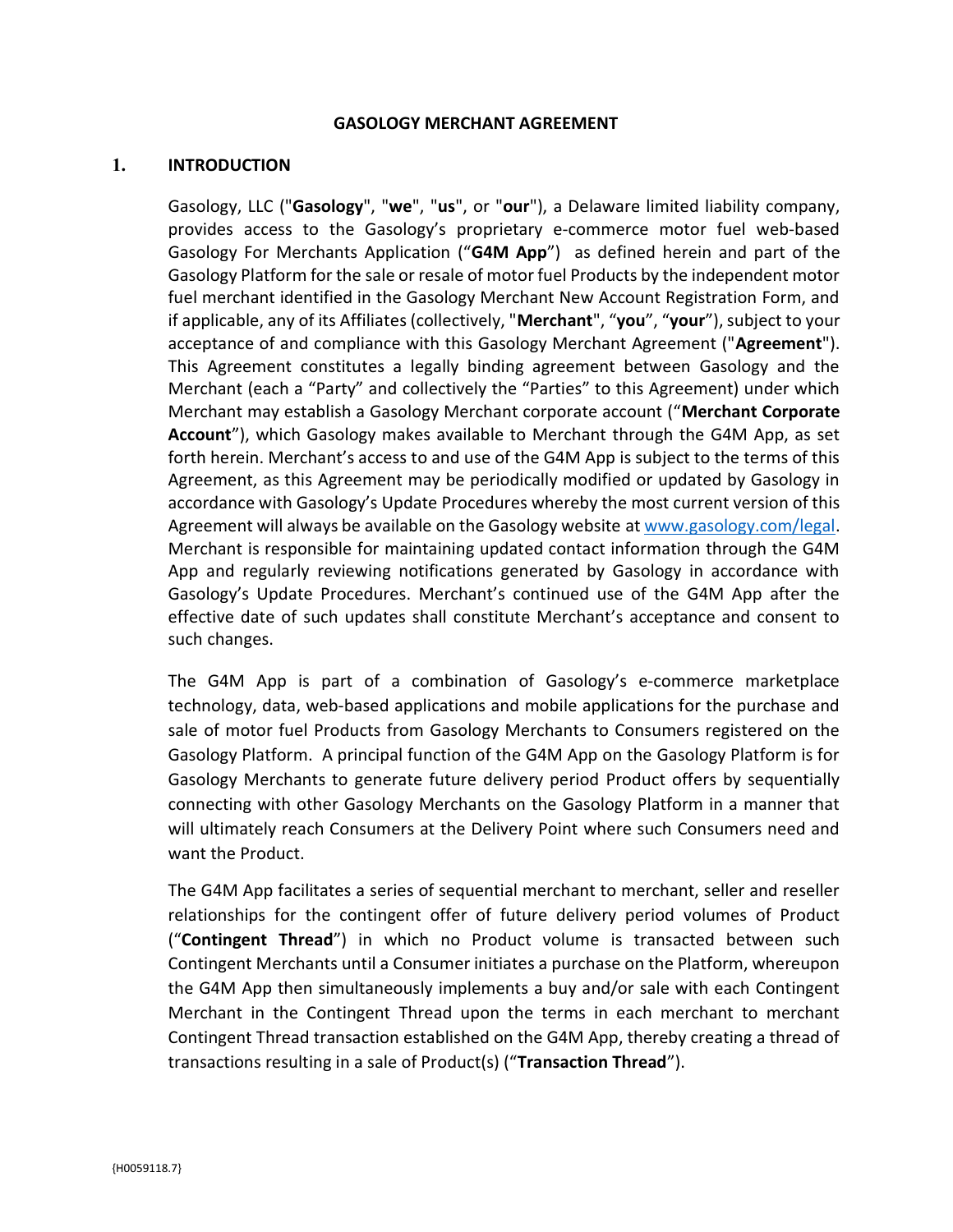# GASOLOGY MERCHANT AGREEMENT

## 1. INTRODUCTION

Gasology, LLC ("**Gasology**", "**we**", "**us**", or "**our**"), a Delaware limited liability company, provides access to the Gasology's proprietary e-commerce motor fuel web-based Gasology For Merchants Application ("**G4M App**") as defined herein and part of the Gasology Platform for the sale or resale of motor fuel Products by the independent motor fuel merchant identified in the Gasology Merchant New Account Registration Form, and if applicable, any of its Affiliates (collectively, "**Merchant**", "**you**", "**your**"), subject to your acceptance of and compliance with this Gasology Merchant Agreement ("**Agreement**"). This Agreement constitutes a legally binding agreement between Gasology and the Merchant (each a "Party" and collectively the "Parties" to this Agreement) under which Merchant may establish a Gasology Merchant corporate account ("**Merchant Corporate Account**"), which Gasology makes available to Merchant through the G4M App, as set forth herein. Merchant's access to and use of the G4M App is subject to the terms of this Agreement, as this Agreement may be periodically modified or updated by Gasology in accordance with Gasology's Update Procedures whereby the most current version of this Agreement will always be available on the Gasology website at [www.gasology.com/legal](http://www.gasology.com/legal). Merchant is responsible for maintaining updated contact information through the G4M App and regularly reviewing notifications generated by Gasology in accordance with Gasology's Update Procedures. Merchant's continued use of the G4M App after the effective date of such updates shall constitute Merchant's acceptance and consent to such changes.

The G4M App is part of a combination of Gasology's e-commerce marketplace technology, data, web-based applications and mobile applications for the purchase and sale of motor fuel Products from Gasology Merchants to Consumers registered on the Gasology Platform. A principal function of the G4M App on the Gasology Platform is for Gasology Merchants to generate future delivery period Product offers by sequentially connecting with other Gasology Merchants on the Gasology Platform in a manner that will ultimately reach Consumers at the Delivery Point where such Consumers need and want the Product.

The G4M App facilitates a series of sequential merchant to merchant, seller and reseller relationships for the contingent offer of future delivery period volumes of Product ("**Contingent Thread**") in which no Product volume is transacted between such Contingent Merchants until a Consumer initiates a purchase on the Platform, whereupon the G4M App then simultaneously implements a buy and/or sale with each Contingent Merchant in the Contingent Thread upon the terms in each merchant to merchant Contingent Thread transaction established on the G4M App, thereby creating a thread of transactions resulting in a sale of Product(s) ("**Transaction Thread**").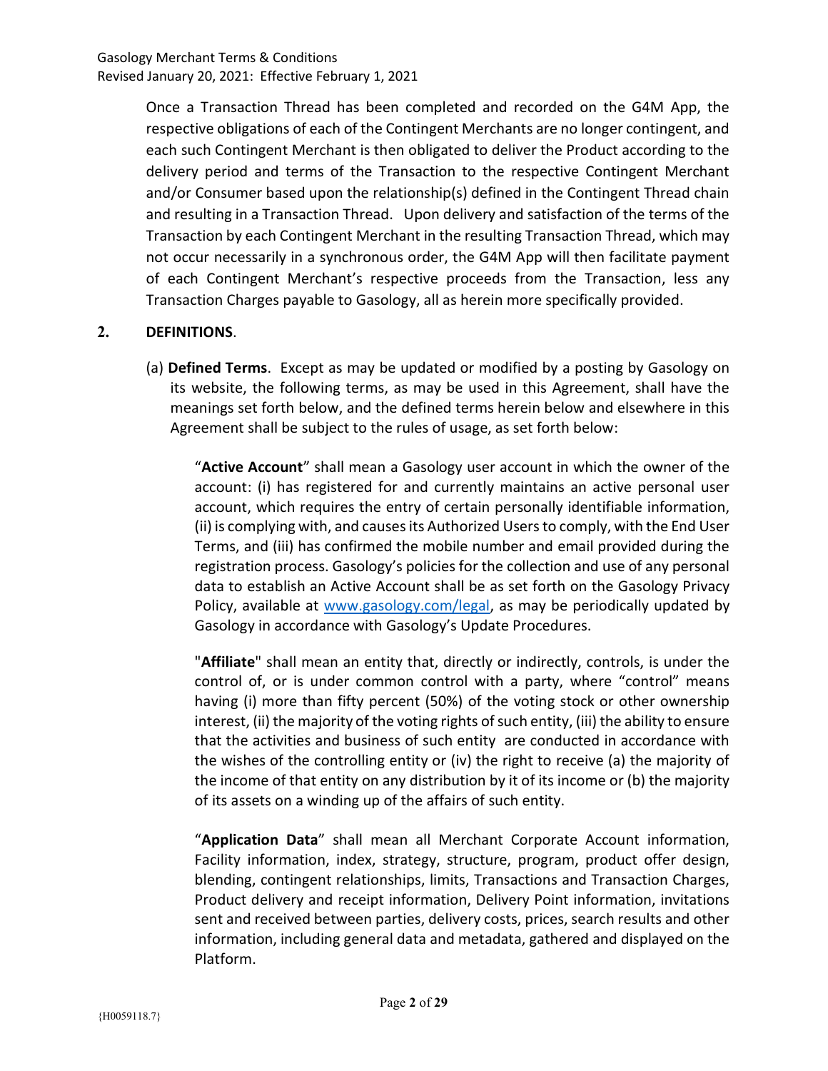Once a Transaction Thread has been completed and recorded on the G4M App, the respective obligations of each of the Contingent Merchants are no longer contingent, and each such Contingent Merchant is then obligated to deliver the Product according to the delivery period and terms of the Transaction to the respective Contingent Merchant and/or Consumer based upon the relationship(s) defined in the Contingent Thread chain and resulting in a Transaction Thread. Upon delivery and satisfaction of the terms of the Transaction by each Contingent Merchant in the resulting Transaction Thread, which may not occur necessarily in a synchronous order, the G4M App will then facilitate payment of each Contingent Merchant's respective proceeds from the Transaction, less any Transaction Charges payable to Gasology, all as herein more specifically provided.

## 2. DEFINITIONS.

(a) **Defined Terms**. Except as may be updated or modified by a posting by Gasology on its website, the following terms, as may be used in this Agreement, shall have the meanings set forth below, and the defined terms herein below and elsewhere in this Agreement shall be subject to the rules of usage, as set forth below:

"**Active Account**" shall mean a Gasology user account in which the owner of the account: (i) has registered for and currently maintains an active personal user account, which requires the entry of certain personally identifiable information, (ii) is complying with, and causes its Authorized Users to comply, with the End User Terms, and (iii) has confirmed the mobile number and email provided during the registration process. Gasology's policies for the collection and use of any personal data to establish an Active Account shall be as set forth on the Gasology Privacy Policy, available at www.gasology.com/legal, as may be periodically updated by Gasology in accordance with Gasology's Update Procedures.

"**Affiliate**" shall mean an entity that, directly or indirectly, controls, is under the control of, or is under common control with a party, where "control" means having (i) more than fifty percent (50%) of the voting stock or other ownership interest, (ii) the majority of the voting rights of such entity, (iii) the ability to ensure that the activities and business of such entity are conducted in accordance with the wishes of the controlling entity or (iv) the right to receive (a) the majority of the income of that entity on any distribution by it of its income or (b) the majority of its assets on a winding up of the affairs of such entity.

"**Application Data**" shall mean all Merchant Corporate Account information, Facility information, index, strategy, structure, program, product offer design, blending, contingent relationships, limits, Transactions and Transaction Charges, Product delivery and receipt information, Delivery Point information, invitations sent and received between parties, delivery costs, prices, search results and other information, including general data and metadata, gathered and displayed on the Platform.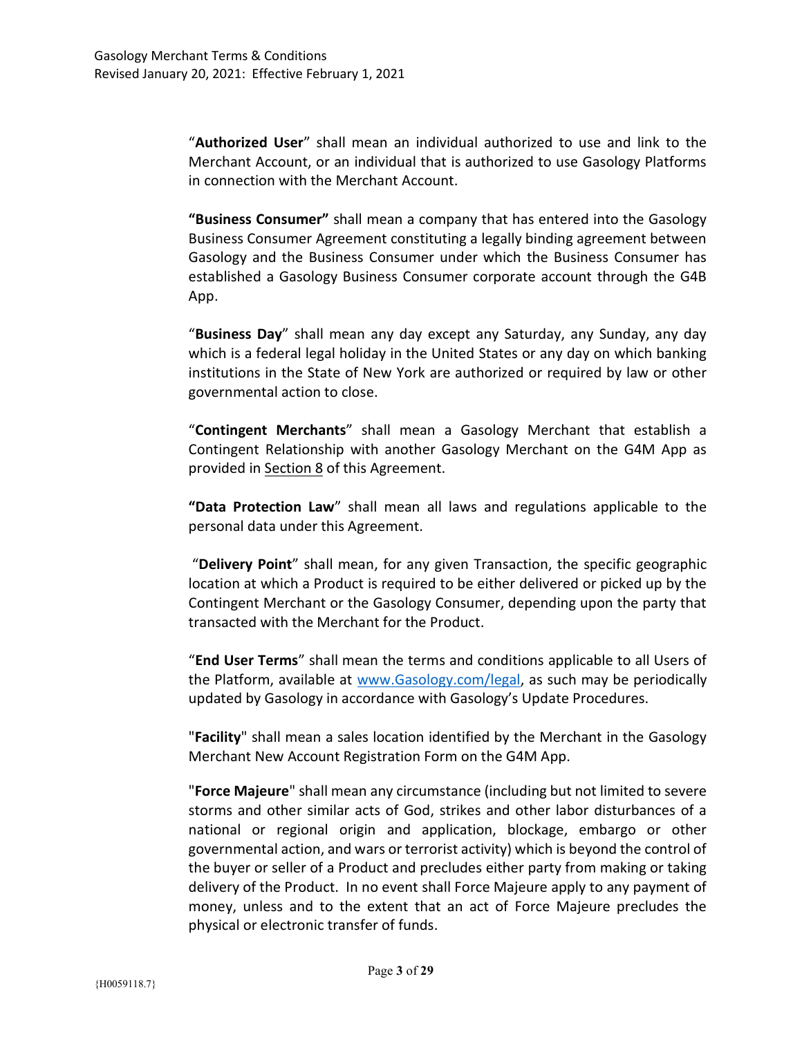"**Authorized User**" shall mean an individual authorized to use and link to the Merchant Account, or an individual that is authorized to use Gasology Platforms in connection with the Merchant Account.

**"Business Consumer"** shall mean a company that has entered into the Gasology Business Consumer Agreement constituting a legally binding agreement between Gasology and the Business Consumer under which the Business Consumer has established a Gasology Business Consumer corporate account through the G4B App.

"**Business Day**" shall mean any day except any Saturday, any Sunday, any day which is a federal legal holiday in the United States or any day on which banking institutions in the State of New York are authorized or required by law or other governmental action to close.

"**Contingent Merchants**" shall mean a Gasology Merchant that establish a Contingent Relationship with another Gasology Merchant on the G4M App as provided in Section 8 of this Agreement.

**"Data Protection Law**" shall mean all laws and regulations applicable to the personal data under this Agreement.

"**Delivery Point**" shall mean, for any given Transaction, the specific geographic location at which a Product is required to be either delivered or picked up by the Contingent Merchant or the Gasology Consumer, depending upon the party that transacted with the Merchant for the Product.

"**End User Terms**" shall mean the terms and conditions applicable to all Users of the Platform, available at www.Gasology.com/legal, as such may be periodically updated by Gasology in accordance with Gasology's Update Procedures.

"**Facility**" shall mean a sales location identified by the Merchant in the Gasology Merchant New Account Registration Form on the G4M App.

"**Force Majeure**" shall mean any circumstance (including but not limited to severe storms and other similar acts of God, strikes and other labor disturbances of a national or regional origin and application, blockage, embargo or other governmental action, and wars or terrorist activity) which is beyond the control of the buyer or seller of a Product and precludes either party from making or taking delivery of the Product. In no event shall Force Majeure apply to any payment of money, unless and to the extent that an act of Force Majeure precludes the physical or electronic transfer of funds.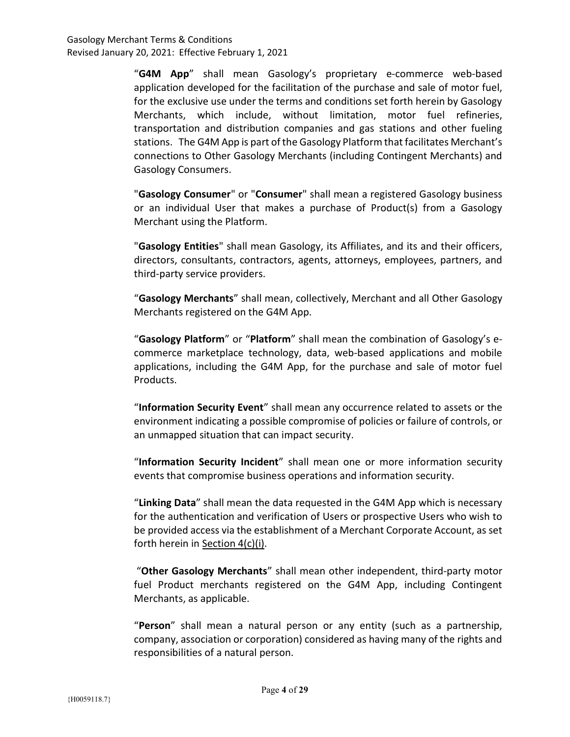"**G4M App**" shall mean Gasology's proprietary e-commerce web-based application developed for the facilitation of the purchase and sale of motor fuel, for the exclusive use under the terms and conditions set forth herein by Gasology Merchants, which include, without limitation, motor fuel refineries, transportation and distribution companies and gas stations and other fueling stations. The G4M App is part of the Gasology Platform that facilitates Merchant's connections to Other Gasology Merchants (including Contingent Merchants) and Gasology Consumers.

"**Gasology Consumer**" or "**Consumer**" shall mean a registered Gasology business or an individual User that makes a purchase of Product(s) from a Gasology Merchant using the Platform.

"**Gasology Entities**" shall mean Gasology, its Affiliates, and its and their officers, directors, consultants, contractors, agents, attorneys, employees, partners, and third-party service providers.

"**Gasology Merchants**" shall mean, collectively, Merchant and all Other Gasology Merchants registered on the G4M App.

"**Gasology Platform**" or "**Platform**" shall mean the combination of Gasology's e-commerce marketplace technology, data, web-based applications and mobile applications, including the G4M App, for the purchase and sale of motor fuel Products.

"**Information Security Event**" shall mean any occurrence related to assets or the environment indicating a possible compromise of policies or failure of controls, or an unmapped situation that can impact security.

"**Information Security Incident**" shall mean one or more information security events that compromise business operations and information security.

"**Linking Data**" shall mean the data requested in the G4M App which is necessary for the authentication and verification of Users or prospective Users who wish to be provided access via the establishment of a Merchant Corporate Account, as set forth herein in Section 4(c)(i).

"**Other Gasology Merchants**" shall mean other independent, third-party motor fuel Product merchants registered on the G4M App, including Contingent Merchants, as applicable.

"**Person**" shall mean a natural person or any entity (such as a partnership, company, association or corporation) considered as having many of the rights and responsibilities of a natural person.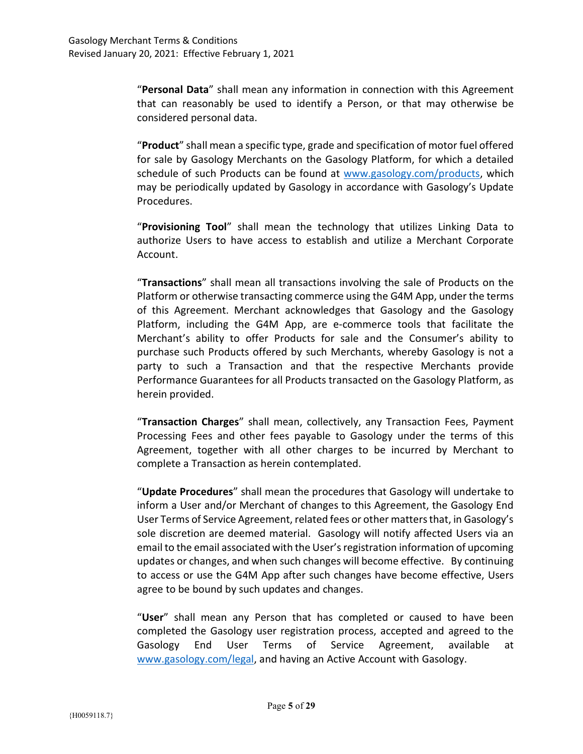"**Personal Data**" shall mean any information in connection with this Agreement that can reasonably be used to identify a Person, or that may otherwise be considered personal data.

"**Product**" shall mean a specific type, grade and specification of motor fuel offered for sale by Gasology Merchants on the Gasology Platform, for which a detailed schedule of such Products can be found at [www.gasology.com/products](http://www.gasology.com/products), which may be periodically updated by Gasology in accordance with Gasology's Update Procedures.

"**Provisioning Tool**" shall mean the technology that utilizes Linking Data to authorize Users to have access to establish and utilize a Merchant Corporate Account.

"**Transactions**" shall mean all transactions involving the sale of Products on the Platform or otherwise transacting commerce using the G4M App, under the terms of this Agreement. Merchant acknowledges that Gasology and the Gasology Platform, including the G4M App, are e-commerce tools that facilitate the Merchant's ability to offer Products for sale and the Consumer's ability to purchase such Products offered by such Merchants, whereby Gasology is not a party to such a Transaction and that the respective Merchants provide Performance Guarantees for all Products transacted on the Gasology Platform, as herein provided.

"**Transaction Charges**" shall mean, collectively, any Transaction Fees, Payment Processing Fees and other fees payable to Gasology under the terms of this Agreement, together with all other charges to be incurred by Merchant to complete a Transaction as herein contemplated.

"**Update Procedures**" shall mean the procedures that Gasology will undertake to inform a User and/or Merchant of changes to this Agreement, the Gasology End User Terms of Service Agreement, related fees or other matters that, in Gasology's sole discretion are deemed material. Gasology will notify affected Users via an email to the email associated with the User's registration information of upcoming updates or changes, and when such changes will become effective. By continuing to access or use the G4M App after such changes have become effective, Users agree to be bound by such updates and changes.

"**User**" shall mean any Person that has completed or caused to have been completed the Gasology user registration process, accepted and agreed to the Gasology End User Terms of Service Agreement, available at [www.gasology.com/legal](http://www.gasology.com/legal), and having an Active Account with Gasology.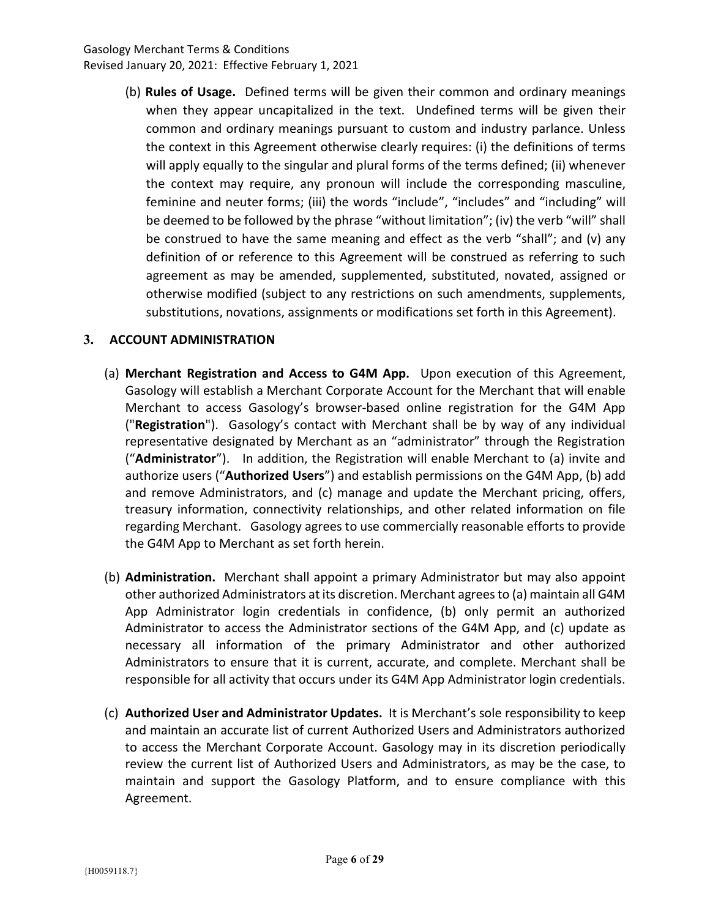(b) **Rules of Usage.** Defined terms will be given their common and ordinary meanings when they appear uncapitalized in the text. Undefined terms will be given their common and ordinary meanings pursuant to custom and industry parlance. Unless the context in this Agreement otherwise clearly requires: (i) the definitions of terms will apply equally to the singular and plural forms of the terms defined; (ii) whenever the context may require, any pronoun will include the corresponding masculine, feminine and neuter forms; (iii) the words "include", "includes" and "including" will be deemed to be followed by the phrase "without limitation"; (iv) the verb "will" shall be construed to have the same meaning and effect as the verb "shall"; and (v) any definition of or reference to this Agreement will be construed as referring to such agreement as may be amended, supplemented, substituted, novated, assigned or otherwise modified (subject to any restrictions on such amendments, supplements, substitutions, novations, assignments or modifications set forth in this Agreement).

## 3. ACCOUNT ADMINISTRATION

(a) **Merchant Registration and Access to G4M App.** Upon execution of this Agreement, Gasology will establish a Merchant Corporate Account for the Merchant that will enable Merchant to access Gasology's browser-based online registration for the G4M App ("**Registration**"). Gasology's contact with Merchant shall be by way of any individual representative designated by Merchant as an "administrator" through the Registration ("**Administrator**"). In addition, the Registration will enable Merchant to (a) invite and authorize users ("**Authorized Users**") and establish permissions on the G4M App, (b) add and remove Administrators, and (c) manage and update the Merchant pricing, offers, treasury information, connectivity relationships, and other related information on file regarding Merchant. Gasology agrees to use commercially reasonable efforts to provide the G4M App to Merchant as set forth herein.

(b) **Administration.** Merchant shall appoint a primary Administrator but may also appoint other authorized Administrators at its discretion. Merchant agrees to (a) maintain all G4M App Administrator login credentials in confidence, (b) only permit an authorized Administrator to access the Administrator sections of the G4M App, and (c) update as necessary all information of the primary Administrator and other authorized Administrators to ensure that it is current, accurate, and complete. Merchant shall be responsible for all activity that occurs under its G4M App Administrator login credentials.

(c) **Authorized User and Administrator Updates.** It is Merchant's sole responsibility to keep and maintain an accurate list of current Authorized Users and Administrators authorized to access the Merchant Corporate Account. Gasology may in its discretion periodically review the current list of Authorized Users and Administrators, as may be the case, to maintain and support the Gasology Platform, and to ensure compliance with this Agreement.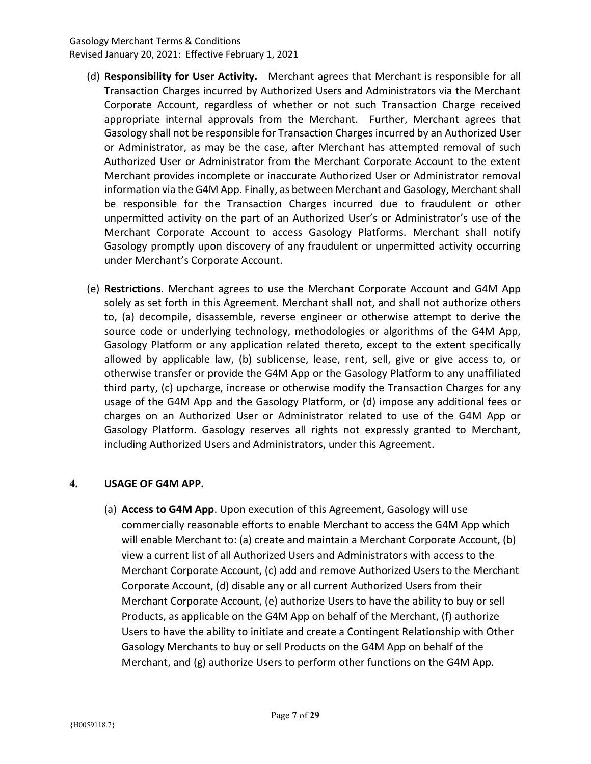(d) **Responsibility for User Activity.** Merchant agrees that Merchant is responsible for all Transaction Charges incurred by Authorized Users and Administrators via the Merchant Corporate Account, regardless of whether or not such Transaction Charge received appropriate internal approvals from the Merchant. Further, Merchant agrees that Gasology shall not be responsible for Transaction Charges incurred by an Authorized User or Administrator, as may be the case, after Merchant has attempted removal of such Authorized User or Administrator from the Merchant Corporate Account to the extent Merchant provides incomplete or inaccurate Authorized User or Administrator removal information via the G4M App. Finally, as between Merchant and Gasology, Merchant shall be responsible for the Transaction Charges incurred due to fraudulent or other unpermitted activity on the part of an Authorized User's or Administrator's use of the Merchant Corporate Account to access Gasology Platforms. Merchant shall notify Gasology promptly upon discovery of any fraudulent or unpermitted activity occurring under Merchant's Corporate Account.

(e) **Restrictions**. Merchant agrees to use the Merchant Corporate Account and G4M App solely as set forth in this Agreement. Merchant shall not, and shall not authorize others to, (a) decompile, disassemble, reverse engineer or otherwise attempt to derive the source code or underlying technology, methodologies or algorithms of the G4M App, Gasology Platform or any application related thereto, except to the extent specifically allowed by applicable law, (b) sublicense, lease, rent, sell, give or give access to, or otherwise transfer or provide the G4M App or the Gasology Platform to any unaffiliated third party, (c) upcharge, increase or otherwise modify the Transaction Charges for any usage of the G4M App and the Gasology Platform, or (d) impose any additional fees or charges on an Authorized User or Administrator related to use of the G4M App or Gasology Platform. Gasology reserves all rights not expressly granted to Merchant, including Authorized Users and Administrators, under this Agreement.

## 4. USAGE OF G4M APP.

(a) **Access to G4M App**. Upon execution of this Agreement, Gasology will use commercially reasonable efforts to enable Merchant to access the G4M App which will enable Merchant to: (a) create and maintain a Merchant Corporate Account, (b) view a current list of all Authorized Users and Administrators with access to the Merchant Corporate Account, (c) add and remove Authorized Users to the Merchant Corporate Account, (d) disable any or all current Authorized Users from their Merchant Corporate Account, (e) authorize Users to have the ability to buy or sell Products, as applicable on the G4M App on behalf of the Merchant, (f) authorize Users to have the ability to initiate and create a Contingent Relationship with Other Gasology Merchants to buy or sell Products on the G4M App on behalf of the Merchant, and (g) authorize Users to perform other functions on the G4M App.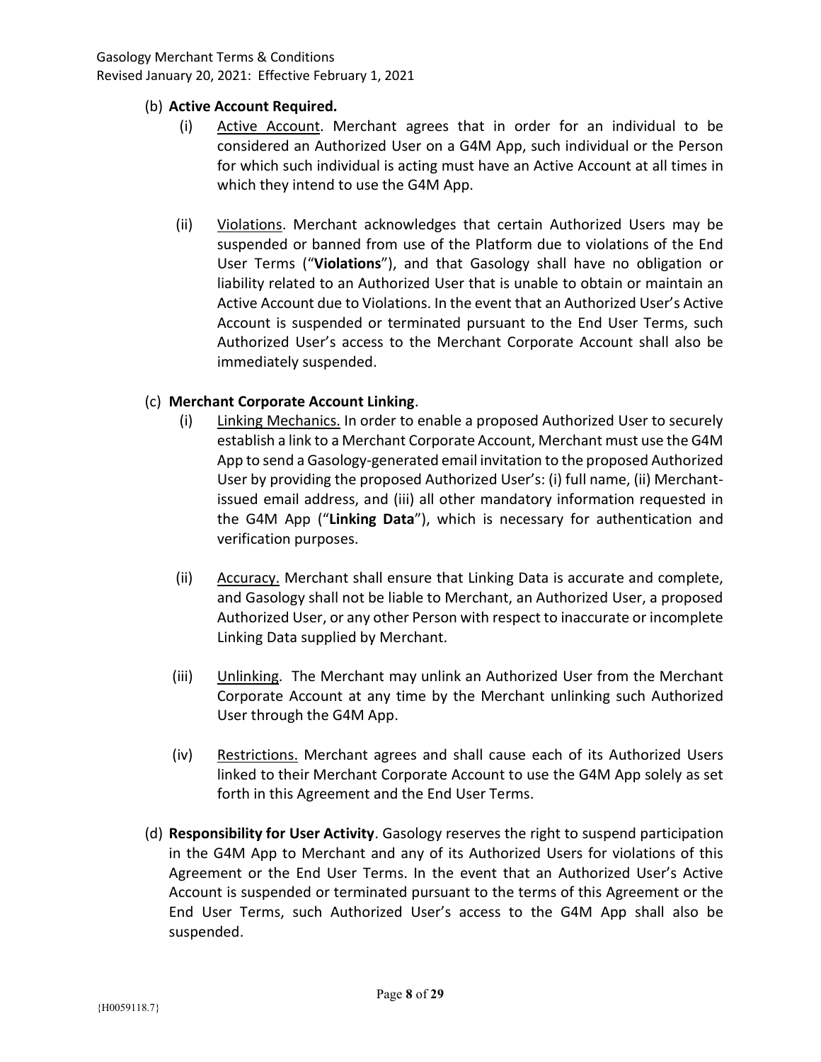(b) **Active Account Required.**

(i) Active Account. Merchant agrees that in order for an individual to be considered an Authorized User on a G4M App, such individual or the Person for which such individual is acting must have an Active Account at all times in which they intend to use the G4M App.

(ii) Violations. Merchant acknowledges that certain Authorized Users may be suspended or banned from use of the Platform due to violations of the End User Terms ("**Violations**"), and that Gasology shall have no obligation or liability related to an Authorized User that is unable to obtain or maintain an Active Account due to Violations. In the event that an Authorized User's Active Account is suspended or terminated pursuant to the End User Terms, such Authorized User's access to the Merchant Corporate Account shall also be immediately suspended.

(c) **Merchant Corporate Account Linking**.

(i) Linking Mechanics. In order to enable a proposed Authorized User to securely establish a link to a Merchant Corporate Account, Merchant must use the G4M App to send a Gasology-generated email invitation to the proposed Authorized User by providing the proposed Authorized User's: (i) full name, (ii) Merchant-issued email address, and (iii) all other mandatory information requested in the G4M App ("**Linking Data**"), which is necessary for authentication and verification purposes.

(ii) Accuracy. Merchant shall ensure that Linking Data is accurate and complete, and Gasology shall not be liable to Merchant, an Authorized User, a proposed Authorized User, or any other Person with respect to inaccurate or incomplete Linking Data supplied by Merchant.

(iii) Unlinking. The Merchant may unlink an Authorized User from the Merchant Corporate Account at any time by the Merchant unlinking such Authorized User through the G4M App.

(iv) Restrictions. Merchant agrees and shall cause each of its Authorized Users linked to their Merchant Corporate Account to use the G4M App solely as set forth in this Agreement and the End User Terms.

(d) **Responsibility for User Activity**. Gasology reserves the right to suspend participation in the G4M App to Merchant and any of its Authorized Users for violations of this Agreement or the End User Terms. In the event that an Authorized User's Active Account is suspended or terminated pursuant to the terms of this Agreement or the End User Terms, such Authorized User's access to the G4M App shall also be suspended.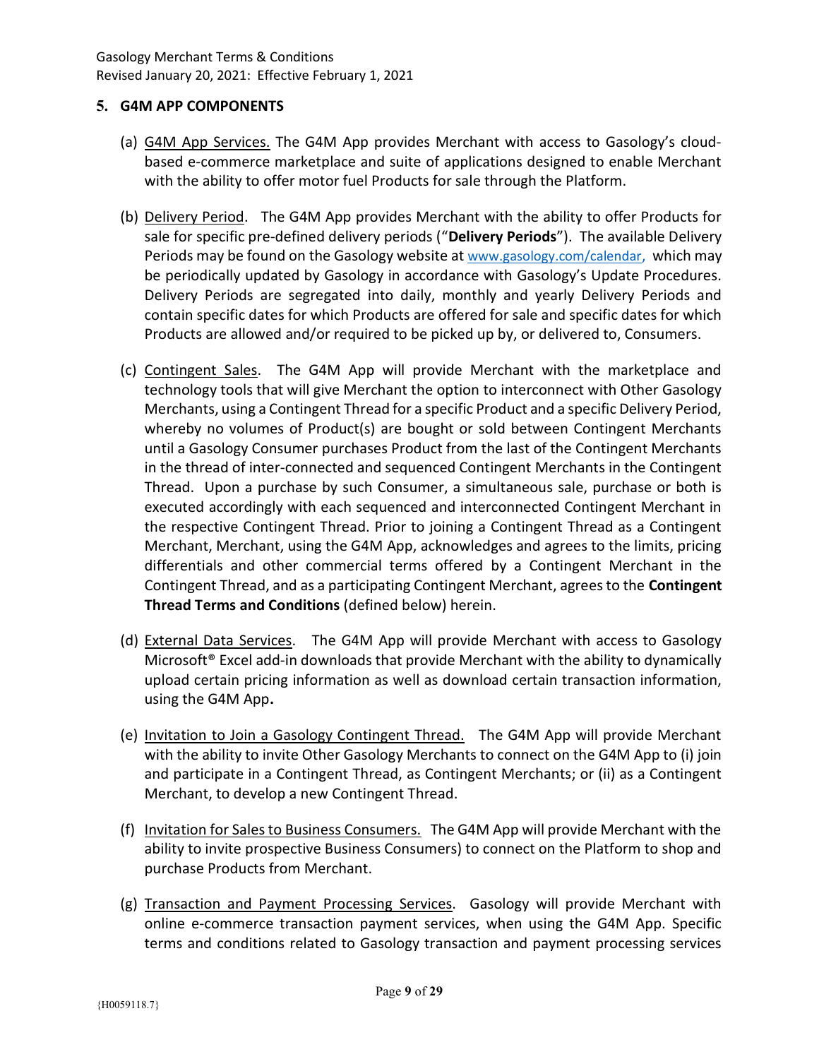## 5. G4M APP COMPONENTS

(a) <u>G4M App Services.</u> The G4M App provides Merchant with access to Gasology's cloud-based e-commerce marketplace and suite of applications designed to enable Merchant with the ability to offer motor fuel Products for sale through the Platform.

(b) <u>Delivery Period</u>. The G4M App provides Merchant with the ability to offer Products for sale for specific pre-defined delivery periods ("**Delivery Periods**"). The available Delivery Periods may be found on the Gasology website at www.gasology.com/calendar, which may be periodically updated by Gasology in accordance with Gasology's Update Procedures. Delivery Periods are segregated into daily, monthly and yearly Delivery Periods and contain specific dates for which Products are offered for sale and specific dates for which Products are allowed and/or required to be picked up by, or delivered to, Consumers.

(c) <u>Contingent Sales</u>. The G4M App will provide Merchant with the marketplace and technology tools that will give Merchant the option to interconnect with Other Gasology Merchants, using a Contingent Thread for a specific Product and a specific Delivery Period, whereby no volumes of Product(s) are bought or sold between Contingent Merchants until a Gasology Consumer purchases Product from the last of the Contingent Merchants in the thread of inter-connected and sequenced Contingent Merchants in the Contingent Thread. Upon a purchase by such Consumer, a simultaneous sale, purchase or both is executed accordingly with each sequenced and interconnected Contingent Merchant in the respective Contingent Thread. Prior to joining a Contingent Thread as a Contingent Merchant, Merchant, using the G4M App, acknowledges and agrees to the limits, pricing differentials and other commercial terms offered by a Contingent Merchant in the Contingent Thread, and as a participating Contingent Merchant, agrees to the **Contingent Thread Terms and Conditions** (defined below) herein.

(d) <u>External Data Services</u>. The G4M App will provide Merchant with access to Gasology Microsoft® Excel add-in downloads that provide Merchant with the ability to dynamically upload certain pricing information as well as download certain transaction information, using the G4M App**.**

(e) <u>Invitation to Join a Gasology Contingent Thread.</u> The G4M App will provide Merchant with the ability to invite Other Gasology Merchants to connect on the G4M App to (i) join and participate in a Contingent Thread, as Contingent Merchants; or (ii) as a Contingent Merchant, to develop a new Contingent Thread.

(f) <u>Invitation for Sales to Business Consumers.</u> The G4M App will provide Merchant with the ability to invite prospective Business Consumers) to connect on the Platform to shop and purchase Products from Merchant.

(g) <u>Transaction and Payment Processing Services</u>. Gasology will provide Merchant with online e-commerce transaction payment services, when using the G4M App. Specific terms and conditions related to Gasology transaction and payment processing services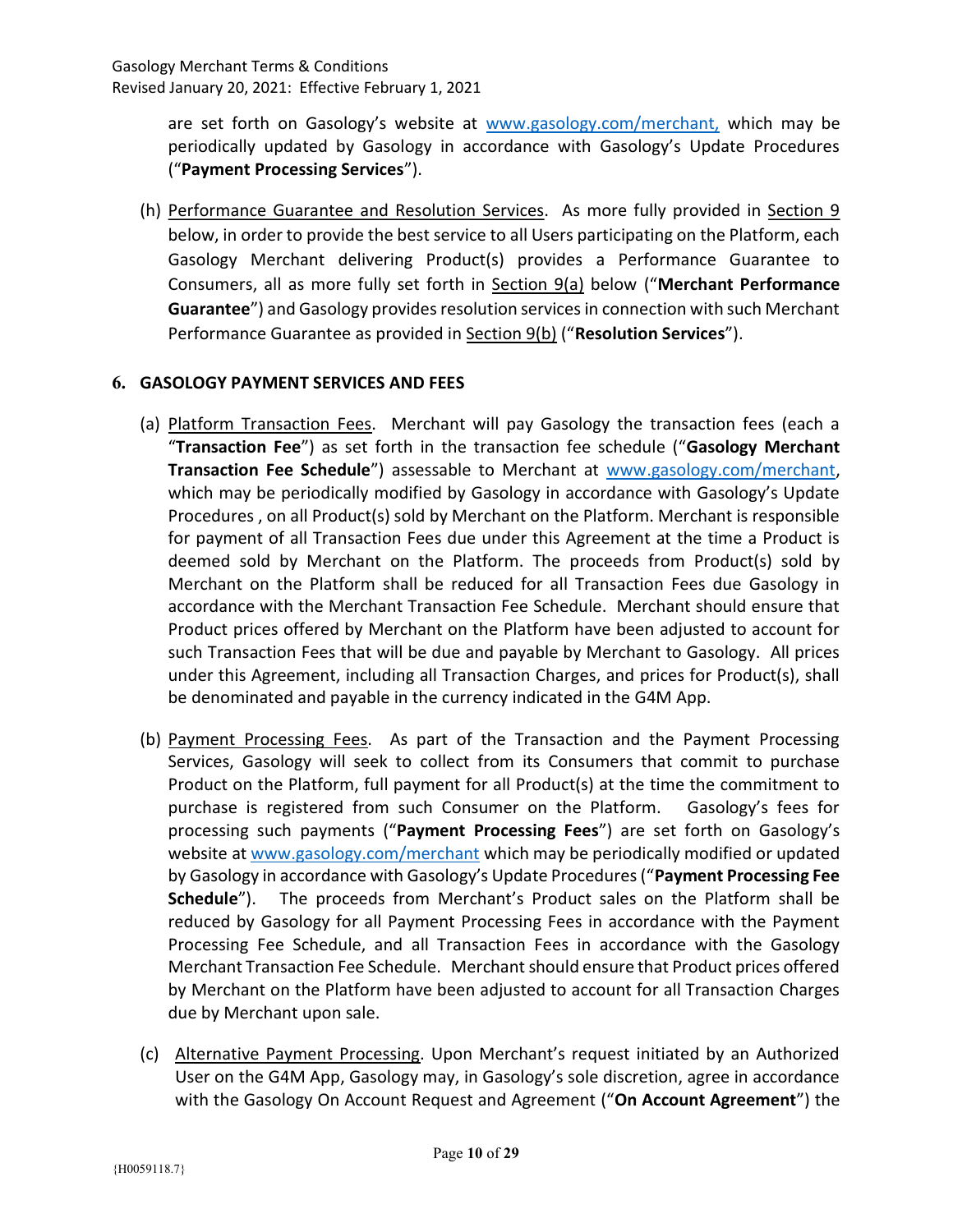are set forth on Gasology's website at [www.gasology.com/merchant,](www.gasology.com/merchant) which may be periodically updated by Gasology in accordance with Gasology's Update Procedures ("**Payment Processing Services**").

(h) <u>Performance Guarantee and Resolution Services</u>. As more fully provided in <u>Section 9</u> below, in order to provide the best service to all Users participating on the Platform, each Gasology Merchant delivering Product(s) provides a Performance Guarantee to Consumers, all as more fully set forth in <u>Section 9(a)</u> below ("**Merchant Performance Guarantee**") and Gasology provides resolution services in connection with such Merchant Performance Guarantee as provided in <u>Section 9(b)</u> ("**Resolution Services**").

## 6. GASOLOGY PAYMENT SERVICES AND FEES

(a) <u>Platform Transaction Fees</u>. Merchant will pay Gasology the transaction fees (each a "**Transaction Fee**") as set forth in the transaction fee schedule ("**Gasology Merchant Transaction Fee Schedule**") assessable to Merchant at [www.gasology.com/merchant](www.gasology.com/merchant), which may be periodically modified by Gasology in accordance with Gasology's Update Procedures , on all Product(s) sold by Merchant on the Platform. Merchant is responsible for payment of all Transaction Fees due under this Agreement at the time a Product is deemed sold by Merchant on the Platform. The proceeds from Product(s) sold by Merchant on the Platform shall be reduced for all Transaction Fees due Gasology in accordance with the Merchant Transaction Fee Schedule. Merchant should ensure that Product prices offered by Merchant on the Platform have been adjusted to account for such Transaction Fees that will be due and payable by Merchant to Gasology. All prices under this Agreement, including all Transaction Charges, and prices for Product(s), shall be denominated and payable in the currency indicated in the G4M App.

(b) <u>Payment Processing Fees</u>. As part of the Transaction and the Payment Processing Services, Gasology will seek to collect from its Consumers that commit to purchase Product on the Platform, full payment for all Product(s) at the time the commitment to purchase is registered from such Consumer on the Platform. Gasology's fees for processing such payments ("**Payment Processing Fees**") are set forth on Gasology's website at [www.gasology.com/merchant](www.gasology.com/merchant) which may be periodically modified or updated by Gasology in accordance with Gasology's Update Procedures ("**Payment Processing Fee Schedule**"). The proceeds from Merchant's Product sales on the Platform shall be reduced by Gasology for all Payment Processing Fees in accordance with the Payment Processing Fee Schedule, and all Transaction Fees in accordance with the Gasology Merchant Transaction Fee Schedule. Merchant should ensure that Product prices offered by Merchant on the Platform have been adjusted to account for all Transaction Charges due by Merchant upon sale.

(c) <u>Alternative Payment Processing</u>. Upon Merchant's request initiated by an Authorized User on the G4M App, Gasology may, in Gasology's sole discretion, agree in accordance with the Gasology On Account Request and Agreement ("**On Account Agreement**") the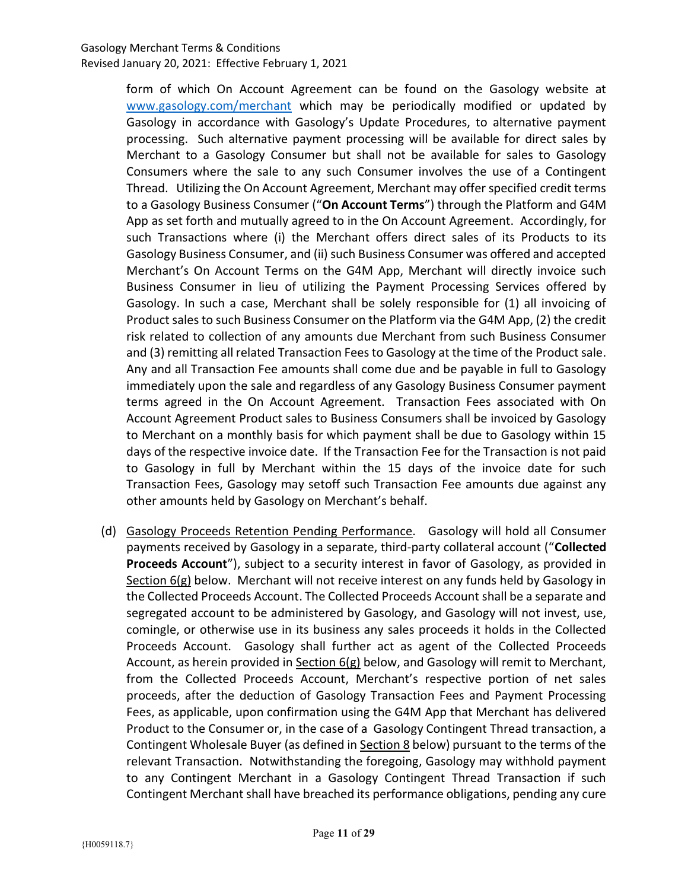form of which On Account Agreement can be found on the Gasology website at [www.gasology.com/merchant](http://www.gasology.com/merchant) which may be periodically modified or updated by Gasology in accordance with Gasology's Update Procedures, to alternative payment processing. Such alternative payment processing will be available for direct sales by Merchant to a Gasology Consumer but shall not be available for sales to Gasology Consumers where the sale to any such Consumer involves the use of a Contingent Thread. Utilizing the On Account Agreement, Merchant may offer specified credit terms to a Gasology Business Consumer ("**On Account Terms**") through the Platform and G4M App as set forth and mutually agreed to in the On Account Agreement. Accordingly, for such Transactions where (i) the Merchant offers direct sales of its Products to its Gasology Business Consumer, and (ii) such Business Consumer was offered and accepted Merchant's On Account Terms on the G4M App, Merchant will directly invoice such Business Consumer in lieu of utilizing the Payment Processing Services offered by Gasology. In such a case, Merchant shall be solely responsible for (1) all invoicing of Product sales to such Business Consumer on the Platform via the G4M App, (2) the credit risk related to collection of any amounts due Merchant from such Business Consumer and (3) remitting all related Transaction Fees to Gasology at the time of the Product sale. Any and all Transaction Fee amounts shall come due and be payable in full to Gasology immediately upon the sale and regardless of any Gasology Business Consumer payment terms agreed in the On Account Agreement. Transaction Fees associated with On Account Agreement Product sales to Business Consumers shall be invoiced by Gasology to Merchant on a monthly basis for which payment shall be due to Gasology within 15 days of the respective invoice date. If the Transaction Fee for the Transaction is not paid to Gasology in full by Merchant within the 15 days of the invoice date for such Transaction Fees, Gasology may setoff such Transaction Fee amounts due against any other amounts held by Gasology on Merchant's behalf.

(d) Gasology Proceeds Retention Pending Performance. Gasology will hold all Consumer payments received by Gasology in a separate, third-party collateral account ("**Collected Proceeds Account**"), subject to a security interest in favor of Gasology, as provided in Section 6(g) below. Merchant will not receive interest on any funds held by Gasology in the Collected Proceeds Account. The Collected Proceeds Account shall be a separate and segregated account to be administered by Gasology, and Gasology will not invest, use, comingle, or otherwise use in its business any sales proceeds it holds in the Collected Proceeds Account. Gasology shall further act as agent of the Collected Proceeds Account, as herein provided in Section 6(g) below, and Gasology will remit to Merchant, from the Collected Proceeds Account, Merchant's respective portion of net sales proceeds, after the deduction of Gasology Transaction Fees and Payment Processing Fees, as applicable, upon confirmation using the G4M App that Merchant has delivered Product to the Consumer or, in the case of a Gasology Contingent Thread transaction, a Contingent Wholesale Buyer (as defined in Section 8 below) pursuant to the terms of the relevant Transaction. Notwithstanding the foregoing, Gasology may withhold payment to any Contingent Merchant in a Gasology Contingent Thread Transaction if such Contingent Merchant shall have breached its performance obligations, pending any cure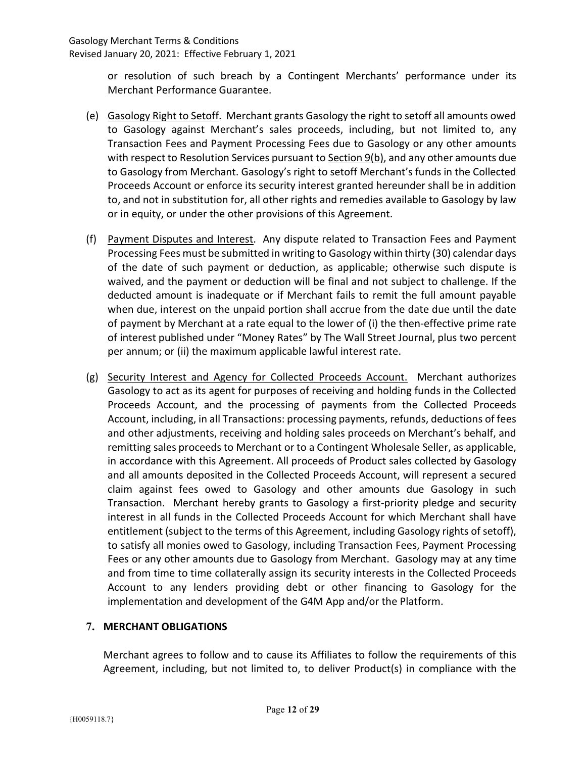or resolution of such breach by a Contingent Merchants' performance under its Merchant Performance Guarantee.

(e) Gasology Right to Setoff. Merchant grants Gasology the right to setoff all amounts owed to Gasology against Merchant's sales proceeds, including, but not limited to, any Transaction Fees and Payment Processing Fees due to Gasology or any other amounts with respect to Resolution Services pursuant to Section 9(b), and any other amounts due to Gasology from Merchant. Gasology's right to setoff Merchant's funds in the Collected Proceeds Account or enforce its security interest granted hereunder shall be in addition to, and not in substitution for, all other rights and remedies available to Gasology by law or in equity, or under the other provisions of this Agreement.

(f) Payment Disputes and Interest. Any dispute related to Transaction Fees and Payment Processing Fees must be submitted in writing to Gasology within thirty (30) calendar days of the date of such payment or deduction, as applicable; otherwise such dispute is waived, and the payment or deduction will be final and not subject to challenge. If the deducted amount is inadequate or if Merchant fails to remit the full amount payable when due, interest on the unpaid portion shall accrue from the date due until the date of payment by Merchant at a rate equal to the lower of (i) the then-effective prime rate of interest published under "Money Rates" by The Wall Street Journal, plus two percent per annum; or (ii) the maximum applicable lawful interest rate.

(g) Security Interest and Agency for Collected Proceeds Account. Merchant authorizes Gasology to act as its agent for purposes of receiving and holding funds in the Collected Proceeds Account, and the processing of payments from the Collected Proceeds Account, including, in all Transactions: processing payments, refunds, deductions of fees and other adjustments, receiving and holding sales proceeds on Merchant's behalf, and remitting sales proceeds to Merchant or to a Contingent Wholesale Seller, as applicable, in accordance with this Agreement. All proceeds of Product sales collected by Gasology and all amounts deposited in the Collected Proceeds Account, will represent a secured claim against fees owed to Gasology and other amounts due Gasology in such Transaction. Merchant hereby grants to Gasology a first-priority pledge and security interest in all funds in the Collected Proceeds Account for which Merchant shall have entitlement (subject to the terms of this Agreement, including Gasology rights of setoff), to satisfy all monies owed to Gasology, including Transaction Fees, Payment Processing Fees or any other amounts due to Gasology from Merchant. Gasology may at any time and from time to time collaterally assign its security interests in the Collected Proceeds Account to any lenders providing debt or other financing to Gasology for the implementation and development of the G4M App and/or the Platform.

## 7. MERCHANT OBLIGATIONS

Merchant agrees to follow and to cause its Affiliates to follow the requirements of this Agreement, including, but not limited to, to deliver Product(s) in compliance with the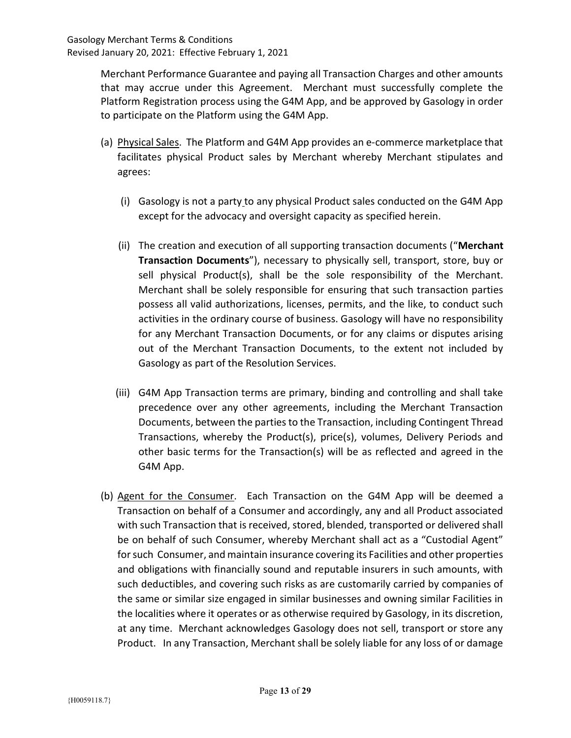Merchant Performance Guarantee and paying all Transaction Charges and other amounts that may accrue under this Agreement. Merchant must successfully complete the Platform Registration process using the G4M App, and be approved by Gasology in order to participate on the Platform using the G4M App.

(a) Physical Sales. The Platform and G4M App provides an e-commerce marketplace that facilitates physical Product sales by Merchant whereby Merchant stipulates and agrees:

  (i) Gasology is not a party to any physical Product sales conducted on the G4M App except for the advocacy and oversight capacity as specified herein.

  (ii) The creation and execution of all supporting transaction documents ("**Merchant Transaction Documents**"), necessary to physically sell, transport, store, buy or sell physical Product(s), shall be the sole responsibility of the Merchant. Merchant shall be solely responsible for ensuring that such transaction parties possess all valid authorizations, licenses, permits, and the like, to conduct such activities in the ordinary course of business. Gasology will have no responsibility for any Merchant Transaction Documents, or for any claims or disputes arising out of the Merchant Transaction Documents, to the extent not included by Gasology as part of the Resolution Services.

  (iii) G4M App Transaction terms are primary, binding and controlling and shall take precedence over any other agreements, including the Merchant Transaction Documents, between the parties to the Transaction, including Contingent Thread Transactions, whereby the Product(s), price(s), volumes, Delivery Periods and other basic terms for the Transaction(s) will be as reflected and agreed in the G4M App.

(b) Agent for the Consumer. Each Transaction on the G4M App will be deemed a Transaction on behalf of a Consumer and accordingly, any and all Product associated with such Transaction that is received, stored, blended, transported or delivered shall be on behalf of such Consumer, whereby Merchant shall act as a "Custodial Agent" for such Consumer, and maintain insurance covering its Facilities and other properties and obligations with financially sound and reputable insurers in such amounts, with such deductibles, and covering such risks as are customarily carried by companies of the same or similar size engaged in similar businesses and owning similar Facilities in the localities where it operates or as otherwise required by Gasology, in its discretion, at any time. Merchant acknowledges Gasology does not sell, transport or store any Product. In any Transaction, Merchant shall be solely liable for any loss of or damage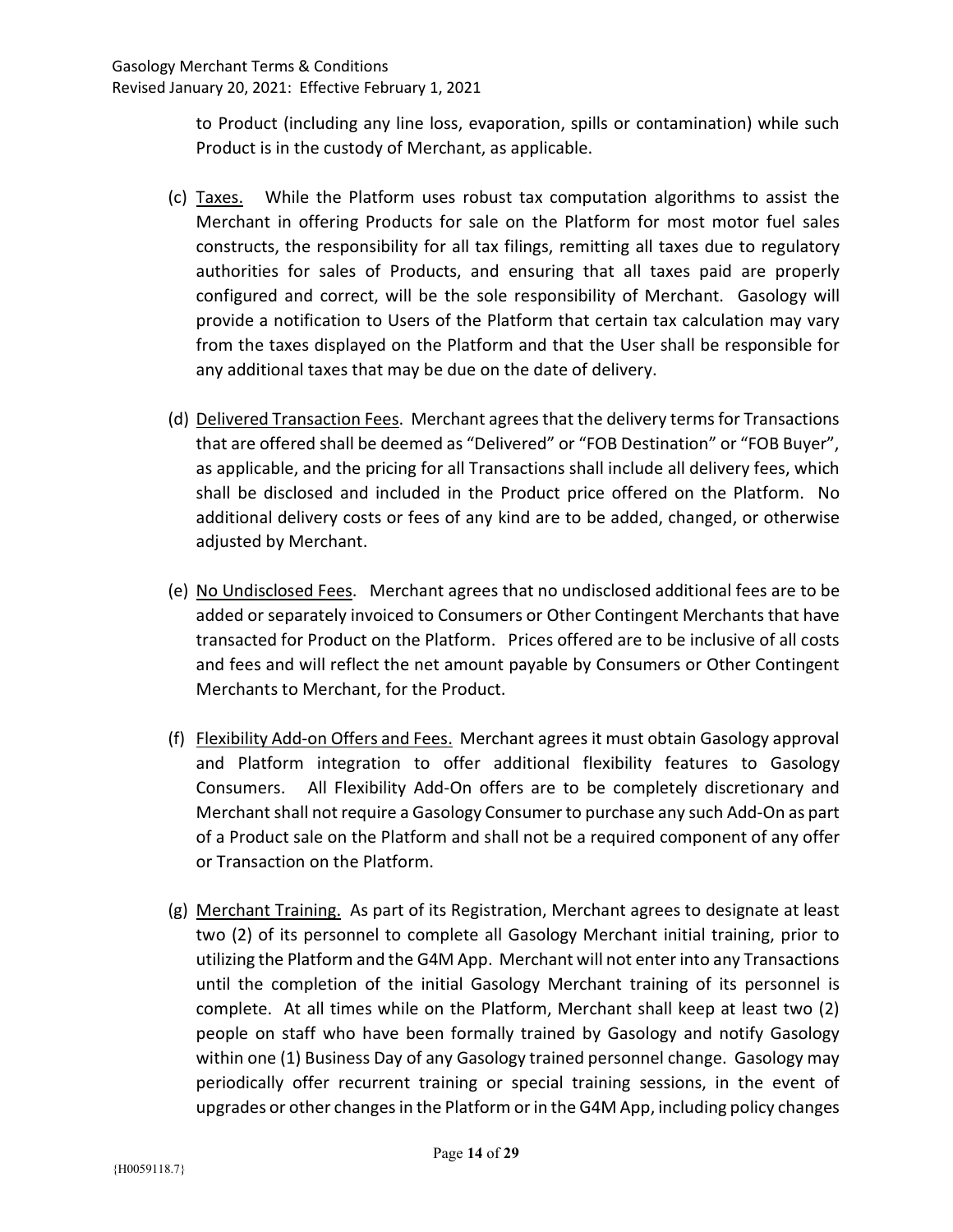to Product (including any line loss, evaporation, spills or contamination) while such Product is in the custody of Merchant, as applicable.

(c) Taxes. While the Platform uses robust tax computation algorithms to assist the Merchant in offering Products for sale on the Platform for most motor fuel sales constructs, the responsibility for all tax filings, remitting all taxes due to regulatory authorities for sales of Products, and ensuring that all taxes paid are properly configured and correct, will be the sole responsibility of Merchant. Gasology will provide a notification to Users of the Platform that certain tax calculation may vary from the taxes displayed on the Platform and that the User shall be responsible for any additional taxes that may be due on the date of delivery.

(d) Delivered Transaction Fees. Merchant agrees that the delivery terms for Transactions that are offered shall be deemed as "Delivered" or "FOB Destination" or "FOB Buyer", as applicable, and the pricing for all Transactions shall include all delivery fees, which shall be disclosed and included in the Product price offered on the Platform. No additional delivery costs or fees of any kind are to be added, changed, or otherwise adjusted by Merchant.

(e) No Undisclosed Fees. Merchant agrees that no undisclosed additional fees are to be added or separately invoiced to Consumers or Other Contingent Merchants that have transacted for Product on the Platform. Prices offered are to be inclusive of all costs and fees and will reflect the net amount payable by Consumers or Other Contingent Merchants to Merchant, for the Product.

(f) Flexibility Add-on Offers and Fees. Merchant agrees it must obtain Gasology approval and Platform integration to offer additional flexibility features to Gasology Consumers. All Flexibility Add-On offers are to be completely discretionary and Merchant shall not require a Gasology Consumer to purchase any such Add-On as part of a Product sale on the Platform and shall not be a required component of any offer or Transaction on the Platform.

(g) Merchant Training. As part of its Registration, Merchant agrees to designate at least two (2) of its personnel to complete all Gasology Merchant initial training, prior to utilizing the Platform and the G4M App. Merchant will not enter into any Transactions until the completion of the initial Gasology Merchant training of its personnel is complete. At all times while on the Platform, Merchant shall keep at least two (2) people on staff who have been formally trained by Gasology and notify Gasology within one (1) Business Day of any Gasology trained personnel change. Gasology may periodically offer recurrent training or special training sessions, in the event of upgrades or other changes in the Platform or in the G4M App, including policy changes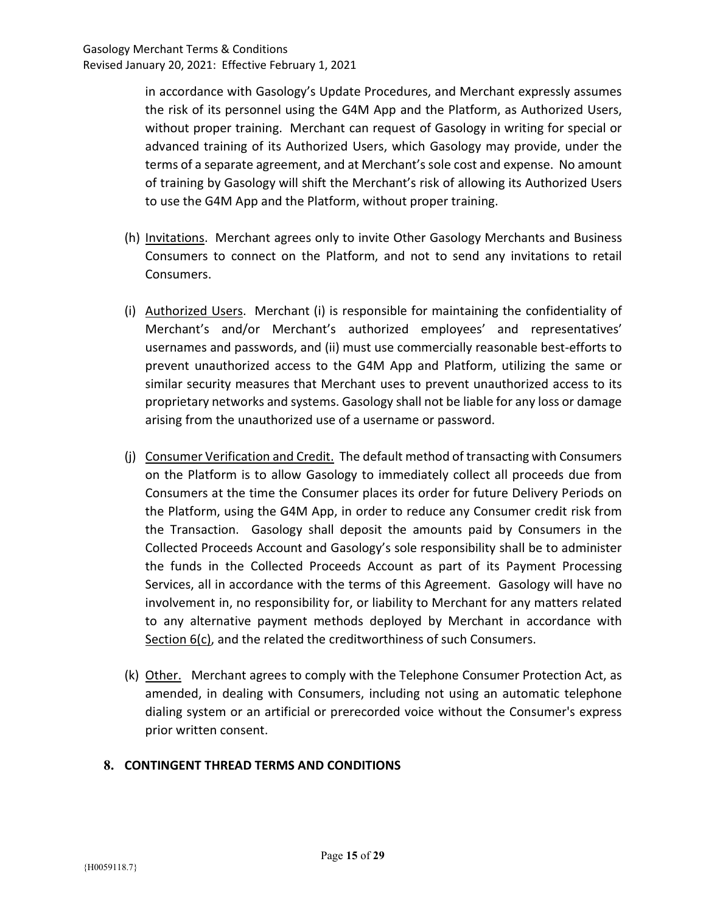in accordance with Gasology's Update Procedures, and Merchant expressly assumes the risk of its personnel using the G4M App and the Platform, as Authorized Users, without proper training. Merchant can request of Gasology in writing for special or advanced training of its Authorized Users, which Gasology may provide, under the terms of a separate agreement, and at Merchant's sole cost and expense. No amount of training by Gasology will shift the Merchant's risk of allowing its Authorized Users to use the G4M App and the Platform, without proper training.

(h) Invitations. Merchant agrees only to invite Other Gasology Merchants and Business Consumers to connect on the Platform, and not to send any invitations to retail Consumers.

(i) Authorized Users. Merchant (i) is responsible for maintaining the confidentiality of Merchant's and/or Merchant's authorized employees' and representatives' usernames and passwords, and (ii) must use commercially reasonable best-efforts to prevent unauthorized access to the G4M App and Platform, utilizing the same or similar security measures that Merchant uses to prevent unauthorized access to its proprietary networks and systems. Gasology shall not be liable for any loss or damage arising from the unauthorized use of a username or password.

(j) Consumer Verification and Credit. The default method of transacting with Consumers on the Platform is to allow Gasology to immediately collect all proceeds due from Consumers at the time the Consumer places its order for future Delivery Periods on the Platform, using the G4M App, in order to reduce any Consumer credit risk from the Transaction. Gasology shall deposit the amounts paid by Consumers in the Collected Proceeds Account and Gasology's sole responsibility shall be to administer the funds in the Collected Proceeds Account as part of its Payment Processing Services, all in accordance with the terms of this Agreement. Gasology will have no involvement in, no responsibility for, or liability to Merchant for any matters related to any alternative payment methods deployed by Merchant in accordance with Section 6(c), and the related the creditworthiness of such Consumers.

(k) Other. Merchant agrees to comply with the Telephone Consumer Protection Act, as amended, in dealing with Consumers, including not using an automatic telephone dialing system or an artificial or prerecorded voice without the Consumer's express prior written consent.

## 8. CONTINGENT THREAD TERMS AND CONDITIONS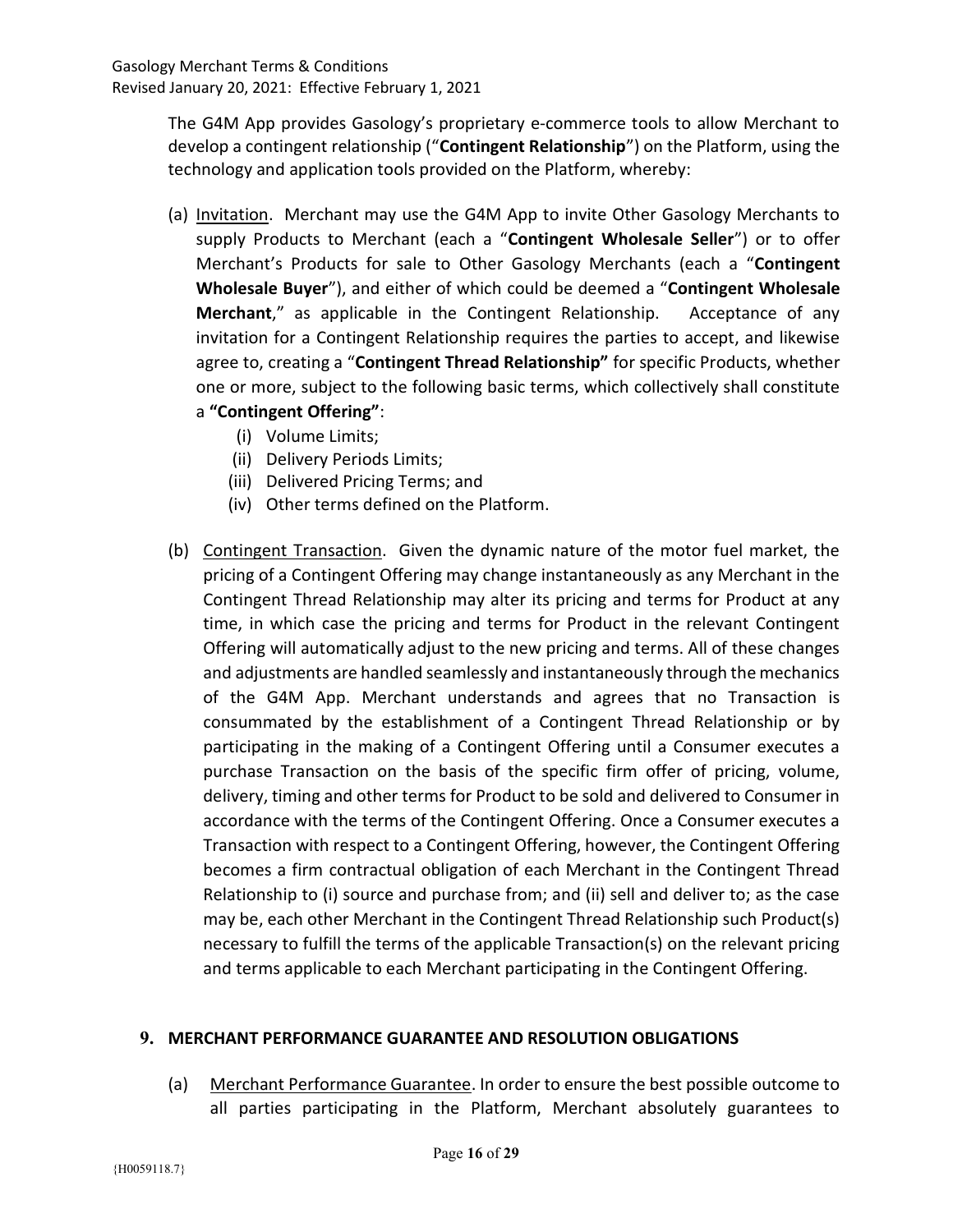The G4M App provides Gasology's proprietary e-commerce tools to allow Merchant to develop a contingent relationship ("**Contingent Relationship**") on the Platform, using the technology and application tools provided on the Platform, whereby:

(a) Invitation. Merchant may use the G4M App to invite Other Gasology Merchants to supply Products to Merchant (each a "**Contingent Wholesale Seller**") or to offer Merchant's Products for sale to Other Gasology Merchants (each a "**Contingent Wholesale Buyer**"), and either of which could be deemed a "**Contingent Wholesale Merchant**," as applicable in the Contingent Relationship. Acceptance of any invitation for a Contingent Relationship requires the parties to accept, and likewise agree to, creating a "**Contingent Thread Relationship"** for specific Products, whether one or more, subject to the following basic terms, which collectively shall constitute a **"Contingent Offering"**:

   (i) Volume Limits;
   (ii) Delivery Periods Limits;
   (iii) Delivered Pricing Terms; and
   (iv) Other terms defined on the Platform.

(b) Contingent Transaction. Given the dynamic nature of the motor fuel market, the pricing of a Contingent Offering may change instantaneously as any Merchant in the Contingent Thread Relationship may alter its pricing and terms for Product at any time, in which case the pricing and terms for Product in the relevant Contingent Offering will automatically adjust to the new pricing and terms. All of these changes and adjustments are handled seamlessly and instantaneously through the mechanics of the G4M App. Merchant understands and agrees that no Transaction is consummated by the establishment of a Contingent Thread Relationship or by participating in the making of a Contingent Offering until a Consumer executes a purchase Transaction on the basis of the specific firm offer of pricing, volume, delivery, timing and other terms for Product to be sold and delivered to Consumer in accordance with the terms of the Contingent Offering. Once a Consumer executes a Transaction with respect to a Contingent Offering, however, the Contingent Offering becomes a firm contractual obligation of each Merchant in the Contingent Thread Relationship to (i) source and purchase from; and (ii) sell and deliver to; as the case may be, each other Merchant in the Contingent Thread Relationship such Product(s) necessary to fulfill the terms of the applicable Transaction(s) on the relevant pricing and terms applicable to each Merchant participating in the Contingent Offering.

## 9. MERCHANT PERFORMANCE GUARANTEE AND RESOLUTION OBLIGATIONS

(a) Merchant Performance Guarantee. In order to ensure the best possible outcome to all parties participating in the Platform, Merchant absolutely guarantees to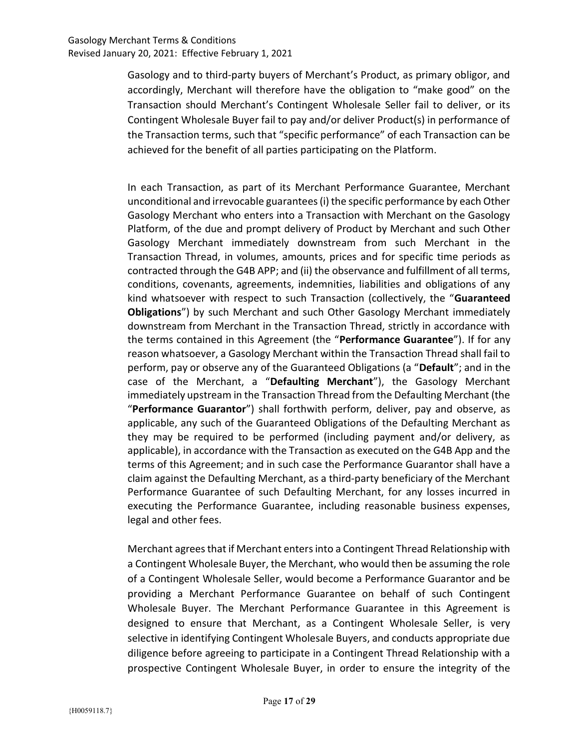Gasology and to third-party buyers of Merchant's Product, as primary obligor, and accordingly, Merchant will therefore have the obligation to "make good" on the Transaction should Merchant's Contingent Wholesale Seller fail to deliver, or its Contingent Wholesale Buyer fail to pay and/or deliver Product(s) in performance of the Transaction terms, such that "specific performance" of each Transaction can be achieved for the benefit of all parties participating on the Platform.

In each Transaction, as part of its Merchant Performance Guarantee, Merchant unconditional and irrevocable guarantees (i) the specific performance by each Other Gasology Merchant who enters into a Transaction with Merchant on the Gasology Platform, of the due and prompt delivery of Product by Merchant and such Other Gasology Merchant immediately downstream from such Merchant in the Transaction Thread, in volumes, amounts, prices and for specific time periods as contracted through the G4B APP; and (ii) the observance and fulfillment of all terms, conditions, covenants, agreements, indemnities, liabilities and obligations of any kind whatsoever with respect to such Transaction (collectively, the "**Guaranteed Obligations**") by such Merchant and such Other Gasology Merchant immediately downstream from Merchant in the Transaction Thread, strictly in accordance with the terms contained in this Agreement (the "**Performance Guarantee**"). If for any reason whatsoever, a Gasology Merchant within the Transaction Thread shall fail to perform, pay or observe any of the Guaranteed Obligations (a "**Default**"; and in the case of the Merchant, a "**Defaulting Merchant**"), the Gasology Merchant immediately upstream in the Transaction Thread from the Defaulting Merchant (the "**Performance Guarantor**") shall forthwith perform, deliver, pay and observe, as applicable, any such of the Guaranteed Obligations of the Defaulting Merchant as they may be required to be performed (including payment and/or delivery, as applicable), in accordance with the Transaction as executed on the G4B App and the terms of this Agreement; and in such case the Performance Guarantor shall have a claim against the Defaulting Merchant, as a third-party beneficiary of the Merchant Performance Guarantee of such Defaulting Merchant, for any losses incurred in executing the Performance Guarantee, including reasonable business expenses, legal and other fees.

Merchant agrees that if Merchant enters into a Contingent Thread Relationship with a Contingent Wholesale Buyer, the Merchant, who would then be assuming the role of a Contingent Wholesale Seller, would become a Performance Guarantor and be providing a Merchant Performance Guarantee on behalf of such Contingent Wholesale Buyer. The Merchant Performance Guarantee in this Agreement is designed to ensure that Merchant, as a Contingent Wholesale Seller, is very selective in identifying Contingent Wholesale Buyers, and conducts appropriate due diligence before agreeing to participate in a Contingent Thread Relationship with a prospective Contingent Wholesale Buyer, in order to ensure the integrity of the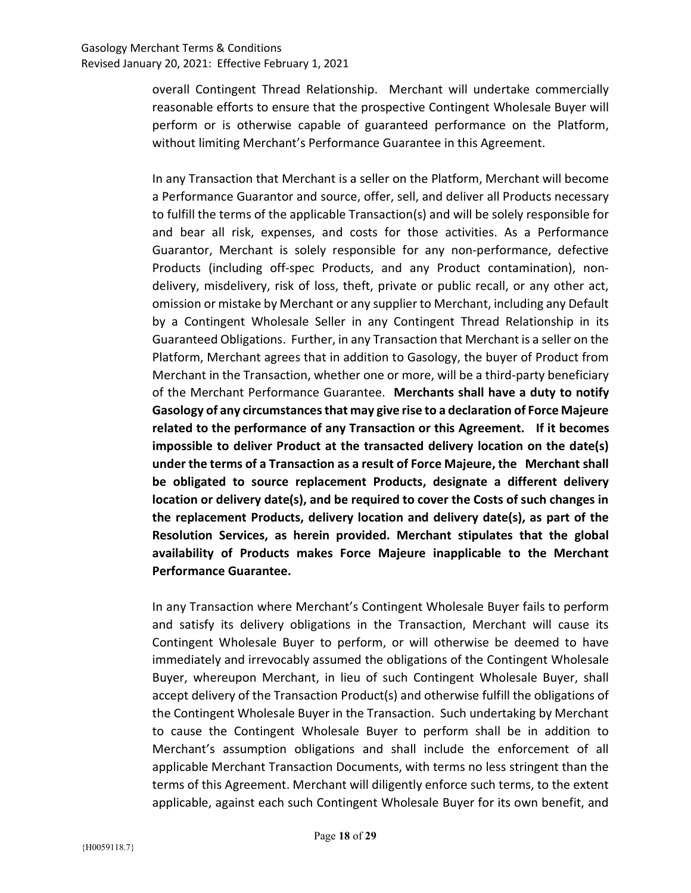overall Contingent Thread Relationship. Merchant will undertake commercially reasonable efforts to ensure that the prospective Contingent Wholesale Buyer will perform or is otherwise capable of guaranteed performance on the Platform, without limiting Merchant's Performance Guarantee in this Agreement.

In any Transaction that Merchant is a seller on the Platform, Merchant will become a Performance Guarantor and source, offer, sell, and deliver all Products necessary to fulfill the terms of the applicable Transaction(s) and will be solely responsible for and bear all risk, expenses, and costs for those activities. As a Performance Guarantor, Merchant is solely responsible for any non-performance, defective Products (including off-spec Products, and any Product contamination), non-delivery, misdelivery, risk of loss, theft, private or public recall, or any other act, omission or mistake by Merchant or any supplier to Merchant, including any Default by a Contingent Wholesale Seller in any Contingent Thread Relationship in its Guaranteed Obligations. Further, in any Transaction that Merchant is a seller on the Platform, Merchant agrees that in addition to Gasology, the buyer of Product from Merchant in the Transaction, whether one or more, will be a third-party beneficiary of the Merchant Performance Guarantee. **Merchants shall have a duty to notify Gasology of any circumstances that may give rise to a declaration of Force Majeure related to the performance of any Transaction or this Agreement. If it becomes impossible to deliver Product at the transacted delivery location on the date(s) under the terms of a Transaction as a result of Force Majeure, the Merchant shall be obligated to source replacement Products, designate a different delivery location or delivery date(s), and be required to cover the Costs of such changes in the replacement Products, delivery location and delivery date(s), as part of the Resolution Services, as herein provided. Merchant stipulates that the global availability of Products makes Force Majeure inapplicable to the Merchant Performance Guarantee.**

In any Transaction where Merchant's Contingent Wholesale Buyer fails to perform and satisfy its delivery obligations in the Transaction, Merchant will cause its Contingent Wholesale Buyer to perform, or will otherwise be deemed to have immediately and irrevocably assumed the obligations of the Contingent Wholesale Buyer, whereupon Merchant, in lieu of such Contingent Wholesale Buyer, shall accept delivery of the Transaction Product(s) and otherwise fulfill the obligations of the Contingent Wholesale Buyer in the Transaction. Such undertaking by Merchant to cause the Contingent Wholesale Buyer to perform shall be in addition to Merchant's assumption obligations and shall include the enforcement of all applicable Merchant Transaction Documents, with terms no less stringent than the terms of this Agreement. Merchant will diligently enforce such terms, to the extent applicable, against each such Contingent Wholesale Buyer for its own benefit, and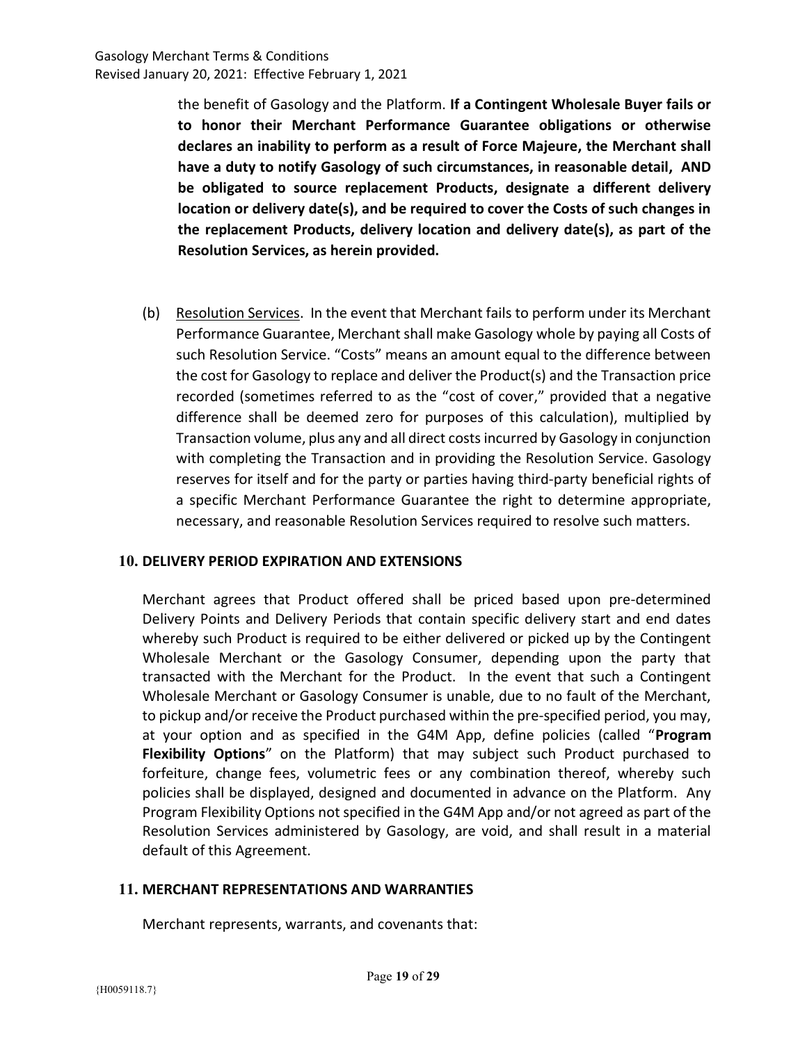the benefit of Gasology and the Platform. **If a Contingent Wholesale Buyer fails or to honor their Merchant Performance Guarantee obligations or otherwise declares an inability to perform as a result of Force Majeure, the Merchant shall have a duty to notify Gasology of such circumstances, in reasonable detail, AND be obligated to source replacement Products, designate a different delivery location or delivery date(s), and be required to cover the Costs of such changes in the replacement Products, delivery location and delivery date(s), as part of the Resolution Services, as herein provided.**

(b) <u>Resolution Services</u>. In the event that Merchant fails to perform under its Merchant Performance Guarantee, Merchant shall make Gasology whole by paying all Costs of such Resolution Service. "Costs" means an amount equal to the difference between the cost for Gasology to replace and deliver the Product(s) and the Transaction price recorded (sometimes referred to as the "cost of cover," provided that a negative difference shall be deemed zero for purposes of this calculation), multiplied by Transaction volume, plus any and all direct costs incurred by Gasology in conjunction with completing the Transaction and in providing the Resolution Service. Gasology reserves for itself and for the party or parties having third-party beneficial rights of a specific Merchant Performance Guarantee the right to determine appropriate, necessary, and reasonable Resolution Services required to resolve such matters.

## 10. DELIVERY PERIOD EXPIRATION AND EXTENSIONS

Merchant agrees that Product offered shall be priced based upon pre-determined Delivery Points and Delivery Periods that contain specific delivery start and end dates whereby such Product is required to be either delivered or picked up by the Contingent Wholesale Merchant or the Gasology Consumer, depending upon the party that transacted with the Merchant for the Product. In the event that such a Contingent Wholesale Merchant or Gasology Consumer is unable, due to no fault of the Merchant, to pickup and/or receive the Product purchased within the pre-specified period, you may, at your option and as specified in the G4M App, define policies (called "**Program Flexibility Options**" on the Platform) that may subject such Product purchased to forfeiture, change fees, volumetric fees or any combination thereof, whereby such policies shall be displayed, designed and documented in advance on the Platform. Any Program Flexibility Options not specified in the G4M App and/or not agreed as part of the Resolution Services administered by Gasology, are void, and shall result in a material default of this Agreement.

## 11. MERCHANT REPRESENTATIONS AND WARRANTIES

Merchant represents, warrants, and covenants that: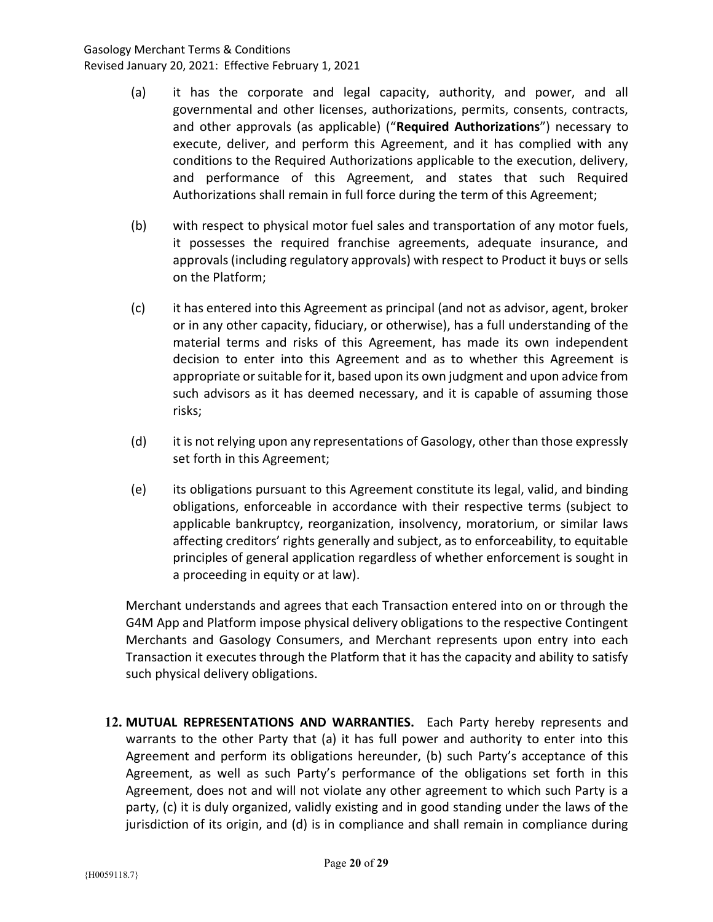(a) it has the corporate and legal capacity, authority, and power, and all governmental and other licenses, authorizations, permits, consents, contracts, and other approvals (as applicable) ("**Required Authorizations**") necessary to execute, deliver, and perform this Agreement, and it has complied with any conditions to the Required Authorizations applicable to the execution, delivery, and performance of this Agreement, and states that such Required Authorizations shall remain in full force during the term of this Agreement;

(b) with respect to physical motor fuel sales and transportation of any motor fuels, it possesses the required franchise agreements, adequate insurance, and approvals (including regulatory approvals) with respect to Product it buys or sells on the Platform;

(c) it has entered into this Agreement as principal (and not as advisor, agent, broker or in any other capacity, fiduciary, or otherwise), has a full understanding of the material terms and risks of this Agreement, has made its own independent decision to enter into this Agreement and as to whether this Agreement is appropriate or suitable for it, based upon its own judgment and upon advice from such advisors as it has deemed necessary, and it is capable of assuming those risks;

(d) it is not relying upon any representations of Gasology, other than those expressly set forth in this Agreement;

(e) its obligations pursuant to this Agreement constitute its legal, valid, and binding obligations, enforceable in accordance with their respective terms (subject to applicable bankruptcy, reorganization, insolvency, moratorium, or similar laws affecting creditors' rights generally and subject, as to enforceability, to equitable principles of general application regardless of whether enforcement is sought in a proceeding in equity or at law).

Merchant understands and agrees that each Transaction entered into on or through the G4M App and Platform impose physical delivery obligations to the respective Contingent Merchants and Gasology Consumers, and Merchant represents upon entry into each Transaction it executes through the Platform that it has the capacity and ability to satisfy such physical delivery obligations.

**12. MUTUAL REPRESENTATIONS AND WARRANTIES.** Each Party hereby represents and warrants to the other Party that (a) it has full power and authority to enter into this Agreement and perform its obligations hereunder, (b) such Party's acceptance of this Agreement, as well as such Party's performance of the obligations set forth in this Agreement, does not and will not violate any other agreement to which such Party is a party, (c) it is duly organized, validly existing and in good standing under the laws of the jurisdiction of its origin, and (d) is in compliance and shall remain in compliance during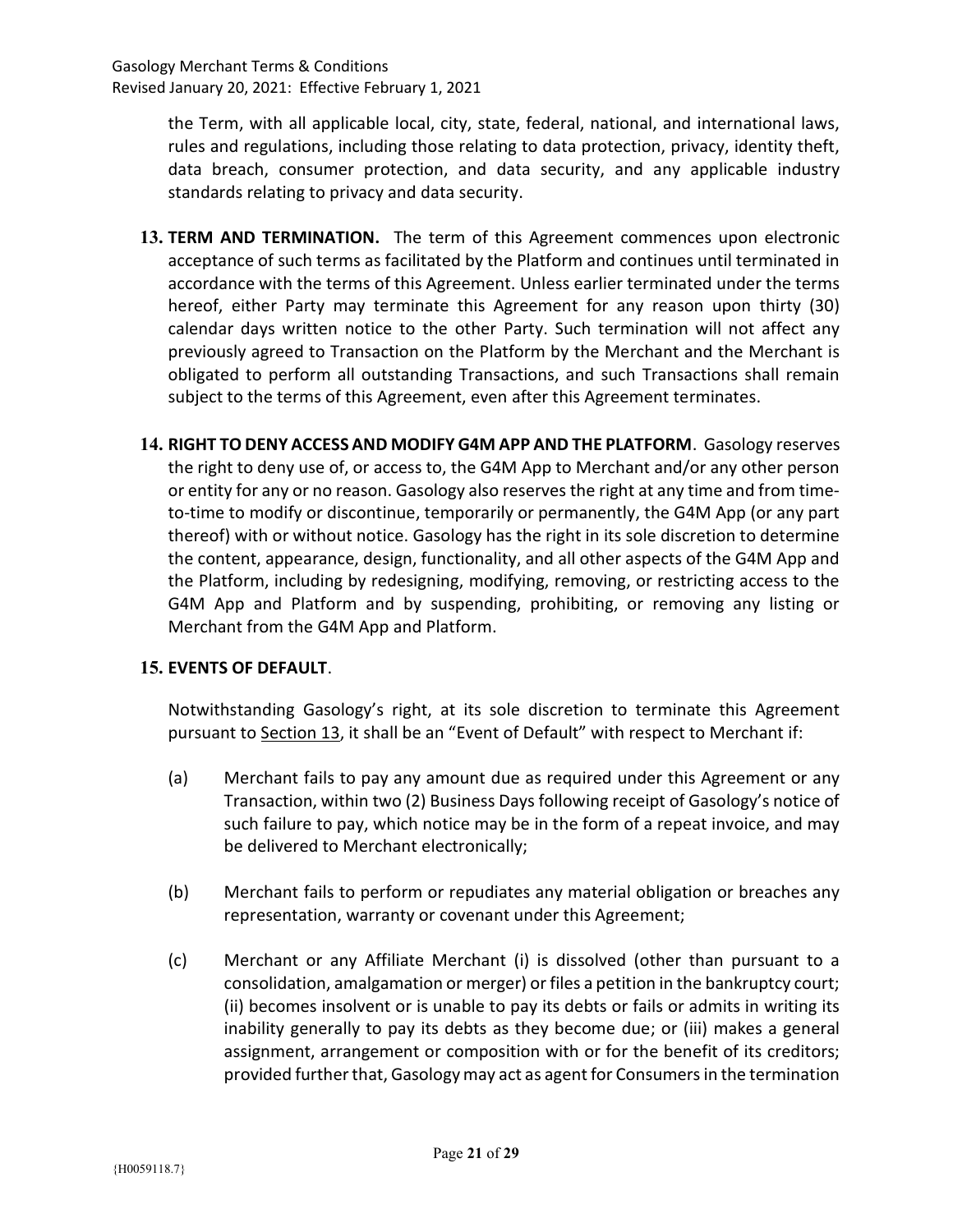the Term, with all applicable local, city, state, federal, national, and international laws, rules and regulations, including those relating to data protection, privacy, identity theft, data breach, consumer protection, and data security, and any applicable industry standards relating to privacy and data security.

**13. TERM AND TERMINATION.** The term of this Agreement commences upon electronic acceptance of such terms as facilitated by the Platform and continues until terminated in accordance with the terms of this Agreement. Unless earlier terminated under the terms hereof, either Party may terminate this Agreement for any reason upon thirty (30) calendar days written notice to the other Party. Such termination will not affect any previously agreed to Transaction on the Platform by the Merchant and the Merchant is obligated to perform all outstanding Transactions, and such Transactions shall remain subject to the terms of this Agreement, even after this Agreement terminates.

**14. RIGHT TO DENY ACCESS AND MODIFY G4M APP AND THE PLATFORM**. Gasology reserves the right to deny use of, or access to, the G4M App to Merchant and/or any other person or entity for any or no reason. Gasology also reserves the right at any time and from time-to-time to modify or discontinue, temporarily or permanently, the G4M App (or any part thereof) with or without notice. Gasology has the right in its sole discretion to determine the content, appearance, design, functionality, and all other aspects of the G4M App and the Platform, including by redesigning, modifying, removing, or restricting access to the G4M App and Platform and by suspending, prohibiting, or removing any listing or Merchant from the G4M App and Platform.

**15. EVENTS OF DEFAULT**.

Notwithstanding Gasology's right, at its sole discretion to terminate this Agreement pursuant to Section 13, it shall be an "Event of Default" with respect to Merchant if:

(a) Merchant fails to pay any amount due as required under this Agreement or any Transaction, within two (2) Business Days following receipt of Gasology's notice of such failure to pay, which notice may be in the form of a repeat invoice, and may be delivered to Merchant electronically;

(b) Merchant fails to perform or repudiates any material obligation or breaches any representation, warranty or covenant under this Agreement;

(c) Merchant or any Affiliate Merchant (i) is dissolved (other than pursuant to a consolidation, amalgamation or merger) or files a petition in the bankruptcy court; (ii) becomes insolvent or is unable to pay its debts or fails or admits in writing its inability generally to pay its debts as they become due; or (iii) makes a general assignment, arrangement or composition with or for the benefit of its creditors; provided further that, Gasology may act as agent for Consumers in the termination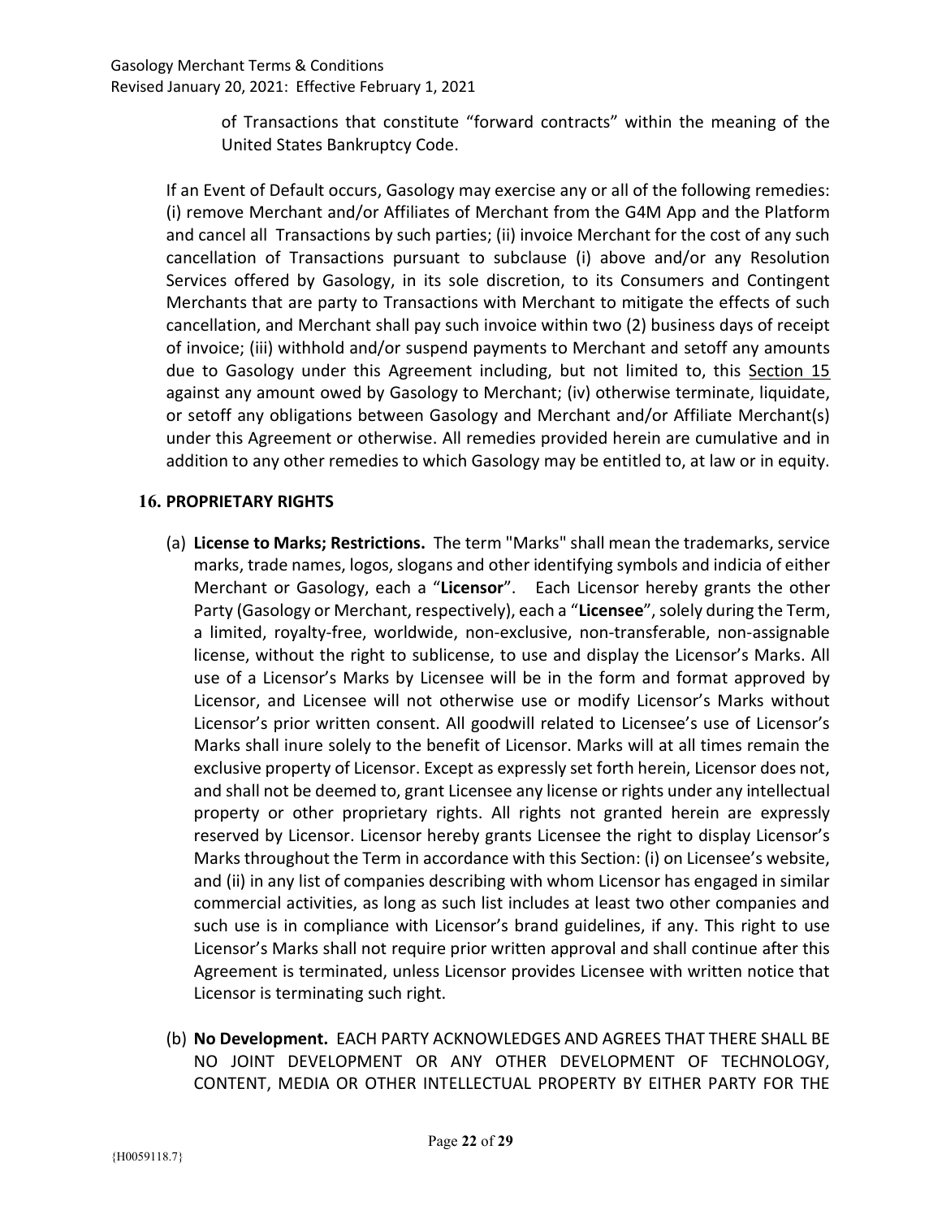of Transactions that constitute "forward contracts" within the meaning of the United States Bankruptcy Code.

If an Event of Default occurs, Gasology may exercise any or all of the following remedies: (i) remove Merchant and/or Affiliates of Merchant from the G4M App and the Platform and cancel all Transactions by such parties; (ii) invoice Merchant for the cost of any such cancellation of Transactions pursuant to subclause (i) above and/or any Resolution Services offered by Gasology, in its sole discretion, to its Consumers and Contingent Merchants that are party to Transactions with Merchant to mitigate the effects of such cancellation, and Merchant shall pay such invoice within two (2) business days of receipt of invoice; (iii) withhold and/or suspend payments to Merchant and setoff any amounts due to Gasology under this Agreement including, but not limited to, this Section 15 against any amount owed by Gasology to Merchant; (iv) otherwise terminate, liquidate, or setoff any obligations between Gasology and Merchant and/or Affiliate Merchant(s) under this Agreement or otherwise. All remedies provided herein are cumulative and in addition to any other remedies to which Gasology may be entitled to, at law or in equity.

## 16. PROPRIETARY RIGHTS

(a) **License to Marks; Restrictions.** The term "Marks" shall mean the trademarks, service marks, trade names, logos, slogans and other identifying symbols and indicia of either Merchant or Gasology, each a "**Licensor**". Each Licensor hereby grants the other Party (Gasology or Merchant, respectively), each a "**Licensee**", solely during the Term, a limited, royalty-free, worldwide, non-exclusive, non-transferable, non-assignable license, without the right to sublicense, to use and display the Licensor's Marks. All use of a Licensor's Marks by Licensee will be in the form and format approved by Licensor, and Licensee will not otherwise use or modify Licensor's Marks without Licensor's prior written consent. All goodwill related to Licensee's use of Licensor's Marks shall inure solely to the benefit of Licensor. Marks will at all times remain the exclusive property of Licensor. Except as expressly set forth herein, Licensor does not, and shall not be deemed to, grant Licensee any license or rights under any intellectual property or other proprietary rights. All rights not granted herein are expressly reserved by Licensor. Licensor hereby grants Licensee the right to display Licensor's Marks throughout the Term in accordance with this Section: (i) on Licensee's website, and (ii) in any list of companies describing with whom Licensor has engaged in similar commercial activities, as long as such list includes at least two other companies and such use is in compliance with Licensor's brand guidelines, if any. This right to use Licensor's Marks shall not require prior written approval and shall continue after this Agreement is terminated, unless Licensor provides Licensee with written notice that Licensor is terminating such right.

(b) **No Development.** EACH PARTY ACKNOWLEDGES AND AGREES THAT THERE SHALL BE NO JOINT DEVELOPMENT OR ANY OTHER DEVELOPMENT OF TECHNOLOGY, CONTENT, MEDIA OR OTHER INTELLECTUAL PROPERTY BY EITHER PARTY FOR THE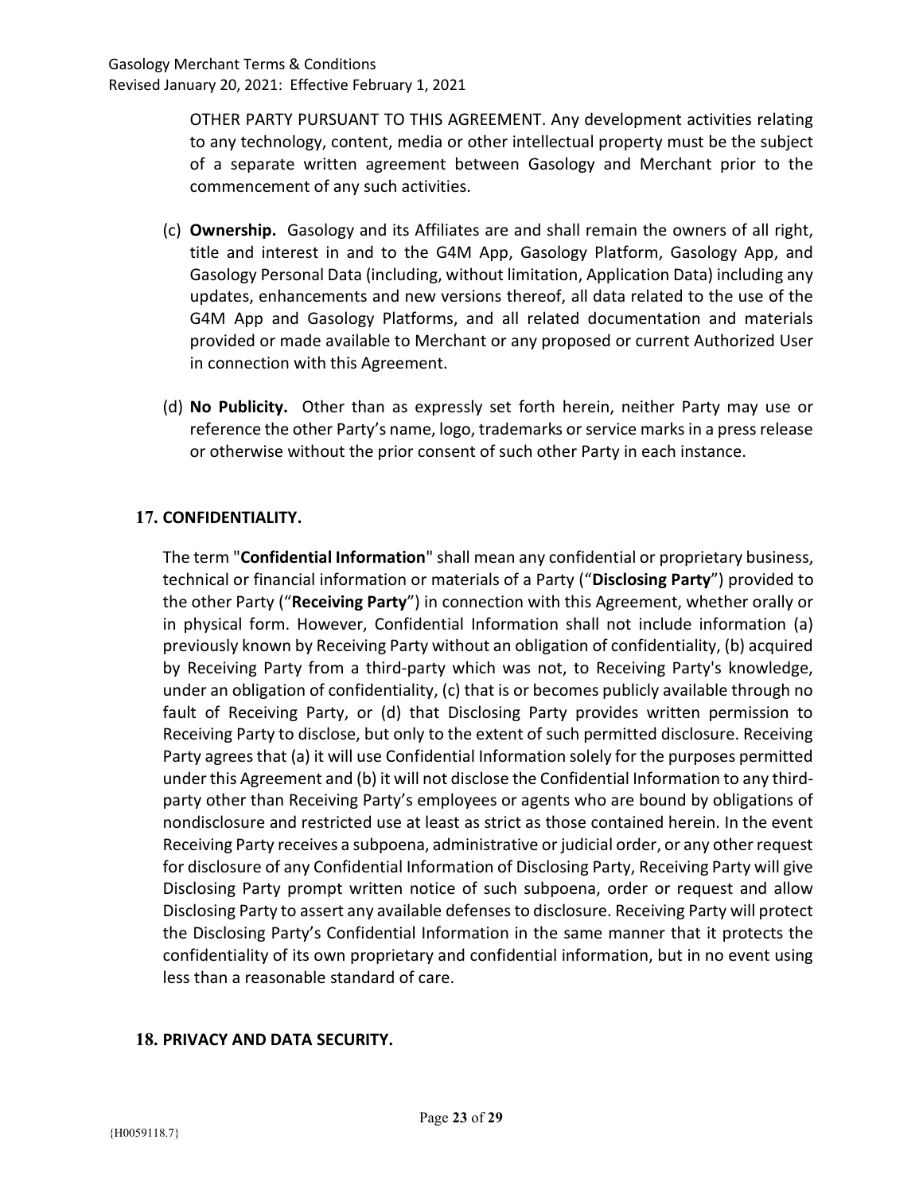OTHER PARTY PURSUANT TO THIS AGREEMENT. Any development activities relating to any technology, content, media or other intellectual property must be the subject of a separate written agreement between Gasology and Merchant prior to the commencement of any such activities.

(c) **Ownership.** Gasology and its Affiliates are and shall remain the owners of all right, title and interest in and to the G4M App, Gasology Platform, Gasology App, and Gasology Personal Data (including, without limitation, Application Data) including any updates, enhancements and new versions thereof, all data related to the use of the G4M App and Gasology Platforms, and all related documentation and materials provided or made available to Merchant or any proposed or current Authorized User in connection with this Agreement.

(d) **No Publicity.** Other than as expressly set forth herein, neither Party may use or reference the other Party's name, logo, trademarks or service marks in a press release or otherwise without the prior consent of such other Party in each instance.

## 17. CONFIDENTIALITY.

The term "**Confidential Information**" shall mean any confidential or proprietary business, technical or financial information or materials of a Party ("**Disclosing Party**") provided to the other Party ("**Receiving Party**") in connection with this Agreement, whether orally or in physical form. However, Confidential Information shall not include information (a) previously known by Receiving Party without an obligation of confidentiality, (b) acquired by Receiving Party from a third-party which was not, to Receiving Party's knowledge, under an obligation of confidentiality, (c) that is or becomes publicly available through no fault of Receiving Party, or (d) that Disclosing Party provides written permission to Receiving Party to disclose, but only to the extent of such permitted disclosure. Receiving Party agrees that (a) it will use Confidential Information solely for the purposes permitted under this Agreement and (b) it will not disclose the Confidential Information to any third-party other than Receiving Party's employees or agents who are bound by obligations of nondisclosure and restricted use at least as strict as those contained herein. In the event Receiving Party receives a subpoena, administrative or judicial order, or any other request for disclosure of any Confidential Information of Disclosing Party, Receiving Party will give Disclosing Party prompt written notice of such subpoena, order or request and allow Disclosing Party to assert any available defenses to disclosure. Receiving Party will protect the Disclosing Party's Confidential Information in the same manner that it protects the confidentiality of its own proprietary and confidential information, but in no event using less than a reasonable standard of care.

## 18. PRIVACY AND DATA SECURITY.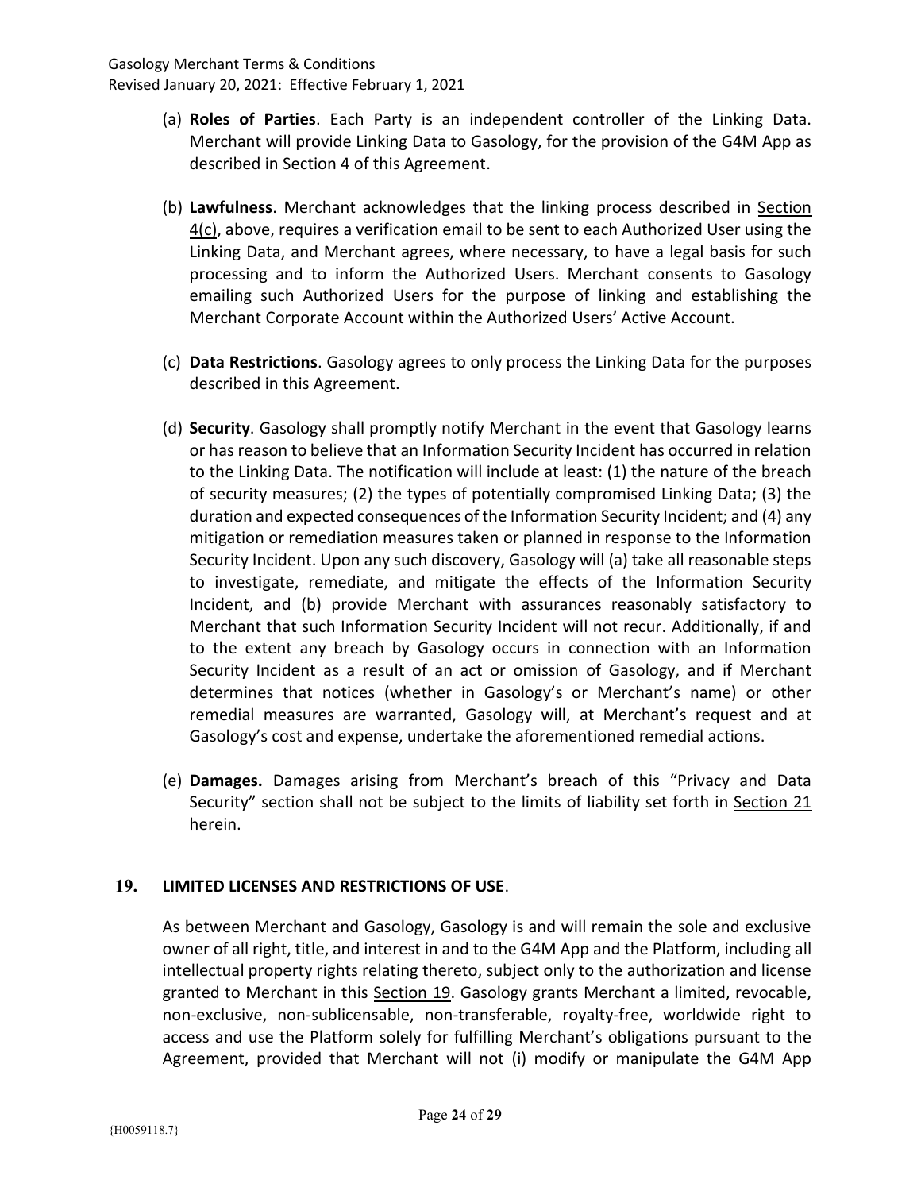(a) **Roles of Parties**. Each Party is an independent controller of the Linking Data. Merchant will provide Linking Data to Gasology, for the provision of the G4M App as described in Section 4 of this Agreement.

(b) **Lawfulness**. Merchant acknowledges that the linking process described in Section 4(c), above, requires a verification email to be sent to each Authorized User using the Linking Data, and Merchant agrees, where necessary, to have a legal basis for such processing and to inform the Authorized Users. Merchant consents to Gasology emailing such Authorized Users for the purpose of linking and establishing the Merchant Corporate Account within the Authorized Users' Active Account.

(c) **Data Restrictions**. Gasology agrees to only process the Linking Data for the purposes described in this Agreement.

(d) **Security**. Gasology shall promptly notify Merchant in the event that Gasology learns or has reason to believe that an Information Security Incident has occurred in relation to the Linking Data. The notification will include at least: (1) the nature of the breach of security measures; (2) the types of potentially compromised Linking Data; (3) the duration and expected consequences of the Information Security Incident; and (4) any mitigation or remediation measures taken or planned in response to the Information Security Incident. Upon any such discovery, Gasology will (a) take all reasonable steps to investigate, remediate, and mitigate the effects of the Information Security Incident, and (b) provide Merchant with assurances reasonably satisfactory to Merchant that such Information Security Incident will not recur. Additionally, if and to the extent any breach by Gasology occurs in connection with an Information Security Incident as a result of an act or omission of Gasology, and if Merchant determines that notices (whether in Gasology's or Merchant's name) or other remedial measures are warranted, Gasology will, at Merchant's request and at Gasology's cost and expense, undertake the aforementioned remedial actions.

(e) **Damages.** Damages arising from Merchant's breach of this "Privacy and Data Security" section shall not be subject to the limits of liability set forth in Section 21 herein.

## 19. LIMITED LICENSES AND RESTRICTIONS OF USE.

As between Merchant and Gasology, Gasology is and will remain the sole and exclusive owner of all right, title, and interest in and to the G4M App and the Platform, including all intellectual property rights relating thereto, subject only to the authorization and license granted to Merchant in this Section 19. Gasology grants Merchant a limited, revocable, non-exclusive, non-sublicensable, non-transferable, royalty-free, worldwide right to access and use the Platform solely for fulfilling Merchant's obligations pursuant to the Agreement, provided that Merchant will not (i) modify or manipulate the G4M App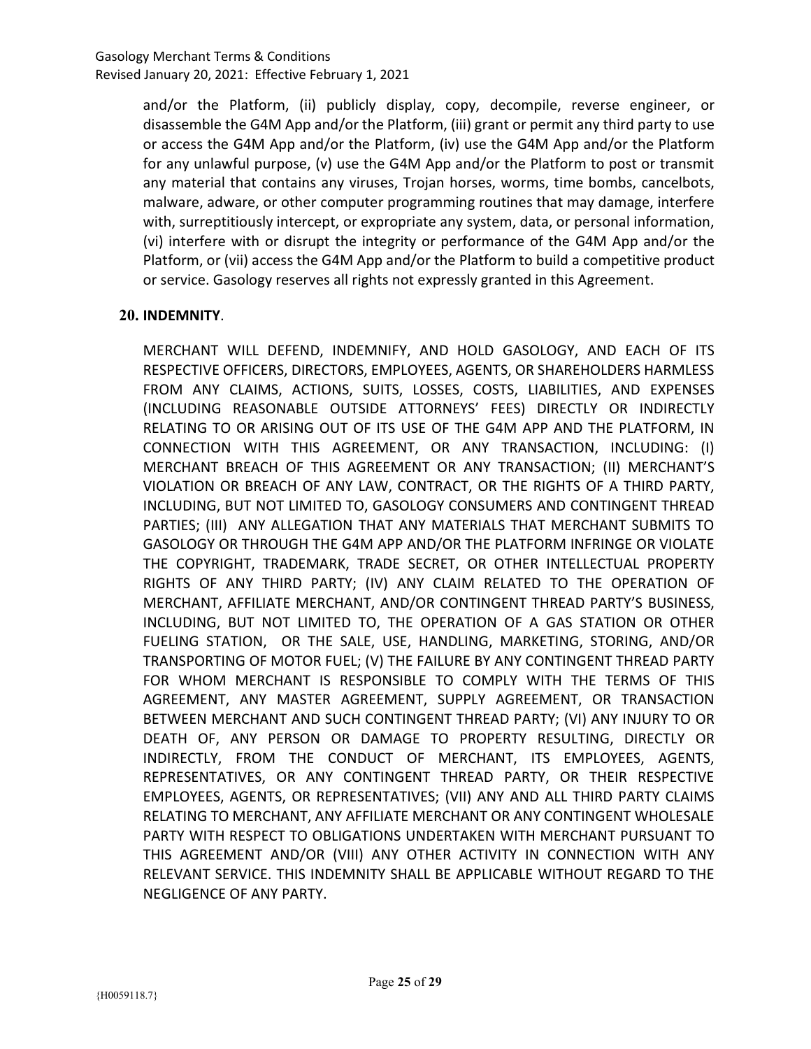and/or the Platform, (ii) publicly display, copy, decompile, reverse engineer, or disassemble the G4M App and/or the Platform, (iii) grant or permit any third party to use or access the G4M App and/or the Platform, (iv) use the G4M App and/or the Platform for any unlawful purpose, (v) use the G4M App and/or the Platform to post or transmit any material that contains any viruses, Trojan horses, worms, time bombs, cancelbots, malware, adware, or other computer programming routines that may damage, interfere with, surreptitiously intercept, or expropriate any system, data, or personal information, (vi) interfere with or disrupt the integrity or performance of the G4M App and/or the Platform, or (vii) access the G4M App and/or the Platform to build a competitive product or service. Gasology reserves all rights not expressly granted in this Agreement.

**20. INDEMNITY**.

MERCHANT WILL DEFEND, INDEMNIFY, AND HOLD GASOLOGY, AND EACH OF ITS RESPECTIVE OFFICERS, DIRECTORS, EMPLOYEES, AGENTS, OR SHAREHOLDERS HARMLESS FROM ANY CLAIMS, ACTIONS, SUITS, LOSSES, COSTS, LIABILITIES, AND EXPENSES (INCLUDING REASONABLE OUTSIDE ATTORNEYS' FEES) DIRECTLY OR INDIRECTLY RELATING TO OR ARISING OUT OF ITS USE OF THE G4M APP AND THE PLATFORM, IN CONNECTION WITH THIS AGREEMENT, OR ANY TRANSACTION, INCLUDING: (I) MERCHANT BREACH OF THIS AGREEMENT OR ANY TRANSACTION; (II) MERCHANT'S VIOLATION OR BREACH OF ANY LAW, CONTRACT, OR THE RIGHTS OF A THIRD PARTY, INCLUDING, BUT NOT LIMITED TO, GASOLOGY CONSUMERS AND CONTINGENT THREAD PARTIES; (III) ANY ALLEGATION THAT ANY MATERIALS THAT MERCHANT SUBMITS TO GASOLOGY OR THROUGH THE G4M APP AND/OR THE PLATFORM INFRINGE OR VIOLATE THE COPYRIGHT, TRADEMARK, TRADE SECRET, OR OTHER INTELLECTUAL PROPERTY RIGHTS OF ANY THIRD PARTY; (IV) ANY CLAIM RELATED TO THE OPERATION OF MERCHANT, AFFILIATE MERCHANT, AND/OR CONTINGENT THREAD PARTY'S BUSINESS, INCLUDING, BUT NOT LIMITED TO, THE OPERATION OF A GAS STATION OR OTHER FUELING STATION, OR THE SALE, USE, HANDLING, MARKETING, STORING, AND/OR TRANSPORTING OF MOTOR FUEL; (V) THE FAILURE BY ANY CONTINGENT THREAD PARTY FOR WHOM MERCHANT IS RESPONSIBLE TO COMPLY WITH THE TERMS OF THIS AGREEMENT, ANY MASTER AGREEMENT, SUPPLY AGREEMENT, OR TRANSACTION BETWEEN MERCHANT AND SUCH CONTINGENT THREAD PARTY; (VI) ANY INJURY TO OR DEATH OF, ANY PERSON OR DAMAGE TO PROPERTY RESULTING, DIRECTLY OR INDIRECTLY, FROM THE CONDUCT OF MERCHANT, ITS EMPLOYEES, AGENTS, REPRESENTATIVES, OR ANY CONTINGENT THREAD PARTY, OR THEIR RESPECTIVE EMPLOYEES, AGENTS, OR REPRESENTATIVES; (VII) ANY AND ALL THIRD PARTY CLAIMS RELATING TO MERCHANT, ANY AFFILIATE MERCHANT OR ANY CONTINGENT WHOLESALE PARTY WITH RESPECT TO OBLIGATIONS UNDERTAKEN WITH MERCHANT PURSUANT TO THIS AGREEMENT AND/OR (VIII) ANY OTHER ACTIVITY IN CONNECTION WITH ANY RELEVANT SERVICE. THIS INDEMNITY SHALL BE APPLICABLE WITHOUT REGARD TO THE NEGLIGENCE OF ANY PARTY.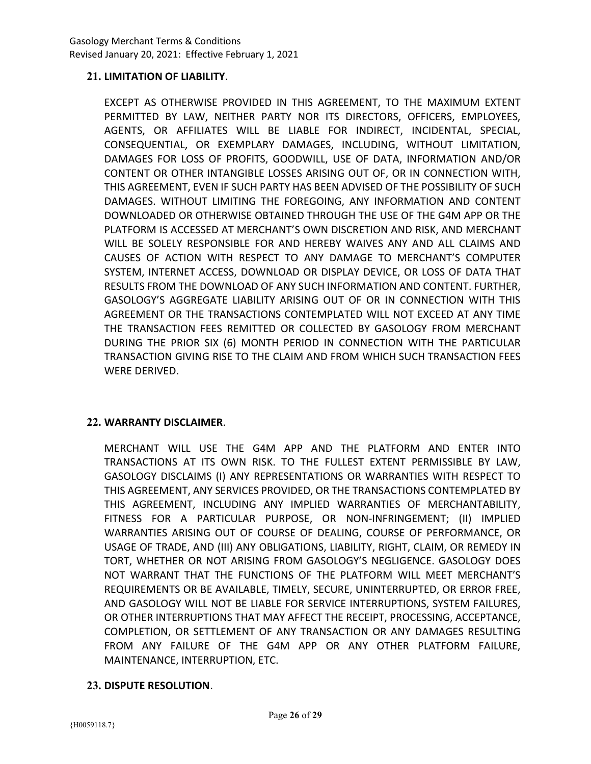## 21. LIMITATION OF LIABILITY.

EXCEPT AS OTHERWISE PROVIDED IN THIS AGREEMENT, TO THE MAXIMUM EXTENT PERMITTED BY LAW, NEITHER PARTY NOR ITS DIRECTORS, OFFICERS, EMPLOYEES, AGENTS, OR AFFILIATES WILL BE LIABLE FOR INDIRECT, INCIDENTAL, SPECIAL, CONSEQUENTIAL, OR EXEMPLARY DAMAGES, INCLUDING, WITHOUT LIMITATION, DAMAGES FOR LOSS OF PROFITS, GOODWILL, USE OF DATA, INFORMATION AND/OR CONTENT OR OTHER INTANGIBLE LOSSES ARISING OUT OF, OR IN CONNECTION WITH, THIS AGREEMENT, EVEN IF SUCH PARTY HAS BEEN ADVISED OF THE POSSIBILITY OF SUCH DAMAGES. WITHOUT LIMITING THE FOREGOING, ANY INFORMATION AND CONTENT DOWNLOADED OR OTHERWISE OBTAINED THROUGH THE USE OF THE G4M APP OR THE PLATFORM IS ACCESSED AT MERCHANT'S OWN DISCRETION AND RISK, AND MERCHANT WILL BE SOLELY RESPONSIBLE FOR AND HEREBY WAIVES ANY AND ALL CLAIMS AND CAUSES OF ACTION WITH RESPECT TO ANY DAMAGE TO MERCHANT'S COMPUTER SYSTEM, INTERNET ACCESS, DOWNLOAD OR DISPLAY DEVICE, OR LOSS OF DATA THAT RESULTS FROM THE DOWNLOAD OF ANY SUCH INFORMATION AND CONTENT. FURTHER, GASOLOGY'S AGGREGATE LIABILITY ARISING OUT OF OR IN CONNECTION WITH THIS AGREEMENT OR THE TRANSACTIONS CONTEMPLATED WILL NOT EXCEED AT ANY TIME THE TRANSACTION FEES REMITTED OR COLLECTED BY GASOLOGY FROM MERCHANT DURING THE PRIOR SIX (6) MONTH PERIOD IN CONNECTION WITH THE PARTICULAR TRANSACTION GIVING RISE TO THE CLAIM AND FROM WHICH SUCH TRANSACTION FEES WERE DERIVED.

## 22. WARRANTY DISCLAIMER.

MERCHANT WILL USE THE G4M APP AND THE PLATFORM AND ENTER INTO TRANSACTIONS AT ITS OWN RISK. TO THE FULLEST EXTENT PERMISSIBLE BY LAW, GASOLOGY DISCLAIMS (I) ANY REPRESENTATIONS OR WARRANTIES WITH RESPECT TO THIS AGREEMENT, ANY SERVICES PROVIDED, OR THE TRANSACTIONS CONTEMPLATED BY THIS AGREEMENT, INCLUDING ANY IMPLIED WARRANTIES OF MERCHANTABILITY, FITNESS FOR A PARTICULAR PURPOSE, OR NON-INFRINGEMENT; (II) IMPLIED WARRANTIES ARISING OUT OF COURSE OF DEALING, COURSE OF PERFORMANCE, OR USAGE OF TRADE, AND (III) ANY OBLIGATIONS, LIABILITY, RIGHT, CLAIM, OR REMEDY IN TORT, WHETHER OR NOT ARISING FROM GASOLOGY'S NEGLIGENCE. GASOLOGY DOES NOT WARRANT THAT THE FUNCTIONS OF THE PLATFORM WILL MEET MERCHANT'S REQUIREMENTS OR BE AVAILABLE, TIMELY, SECURE, UNINTERRUPTED, OR ERROR FREE, AND GASOLOGY WILL NOT BE LIABLE FOR SERVICE INTERRUPTIONS, SYSTEM FAILURES, OR OTHER INTERRUPTIONS THAT MAY AFFECT THE RECEIPT, PROCESSING, ACCEPTANCE, COMPLETION, OR SETTLEMENT OF ANY TRANSACTION OR ANY DAMAGES RESULTING FROM ANY FAILURE OF THE G4M APP OR ANY OTHER PLATFORM FAILURE, MAINTENANCE, INTERRUPTION, ETC.

## 23. DISPUTE RESOLUTION.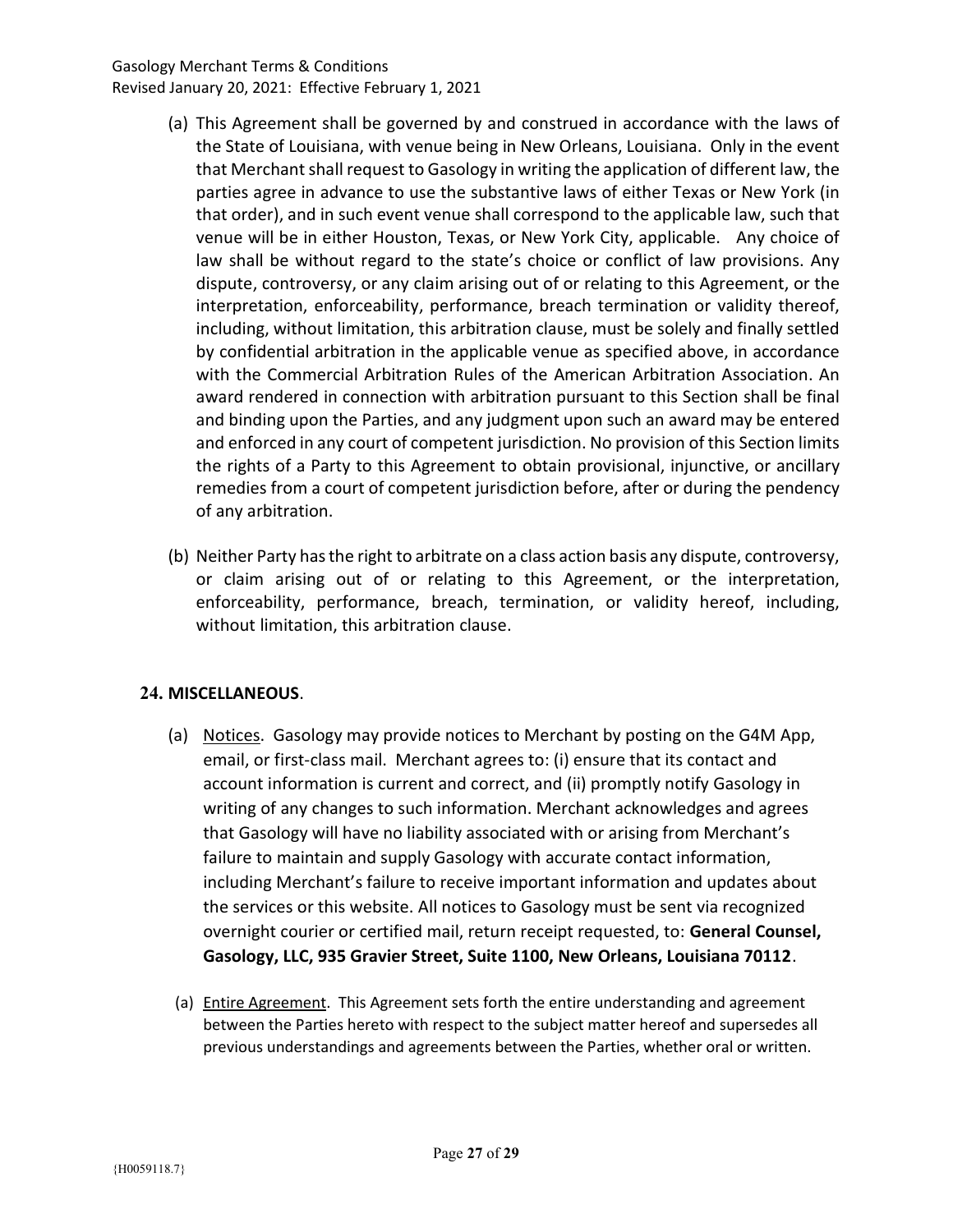(a) This Agreement shall be governed by and construed in accordance with the laws of the State of Louisiana, with venue being in New Orleans, Louisiana. Only in the event that Merchant shall request to Gasology in writing the application of different law, the parties agree in advance to use the substantive laws of either Texas or New York (in that order), and in such event venue shall correspond to the applicable law, such that venue will be in either Houston, Texas, or New York City, applicable. Any choice of law shall be without regard to the state's choice or conflict of law provisions. Any dispute, controversy, or any claim arising out of or relating to this Agreement, or the interpretation, enforceability, performance, breach termination or validity thereof, including, without limitation, this arbitration clause, must be solely and finally settled by confidential arbitration in the applicable venue as specified above, in accordance with the Commercial Arbitration Rules of the American Arbitration Association. An award rendered in connection with arbitration pursuant to this Section shall be final and binding upon the Parties, and any judgment upon such an award may be entered and enforced in any court of competent jurisdiction. No provision of this Section limits the rights of a Party to this Agreement to obtain provisional, injunctive, or ancillary remedies from a court of competent jurisdiction before, after or during the pendency of any arbitration.

(b) Neither Party has the right to arbitrate on a class action basis any dispute, controversy, or claim arising out of or relating to this Agreement, or the interpretation, enforceability, performance, breach, termination, or validity hereof, including, without limitation, this arbitration clause.

## 24. MISCELLANEOUS.

(a) Notices. Gasology may provide notices to Merchant by posting on the G4M App, email, or first-class mail. Merchant agrees to: (i) ensure that its contact and account information is current and correct, and (ii) promptly notify Gasology in writing of any changes to such information. Merchant acknowledges and agrees that Gasology will have no liability associated with or arising from Merchant's failure to maintain and supply Gasology with accurate contact information, including Merchant's failure to receive important information and updates about the services or this website. All notices to Gasology must be sent via recognized overnight courier or certified mail, return receipt requested, to: **General Counsel, Gasology, LLC, 935 Gravier Street, Suite 1100, New Orleans, Louisiana 70112**.

(a) Entire Agreement. This Agreement sets forth the entire understanding and agreement between the Parties hereto with respect to the subject matter hereof and supersedes all previous understandings and agreements between the Parties, whether oral or written.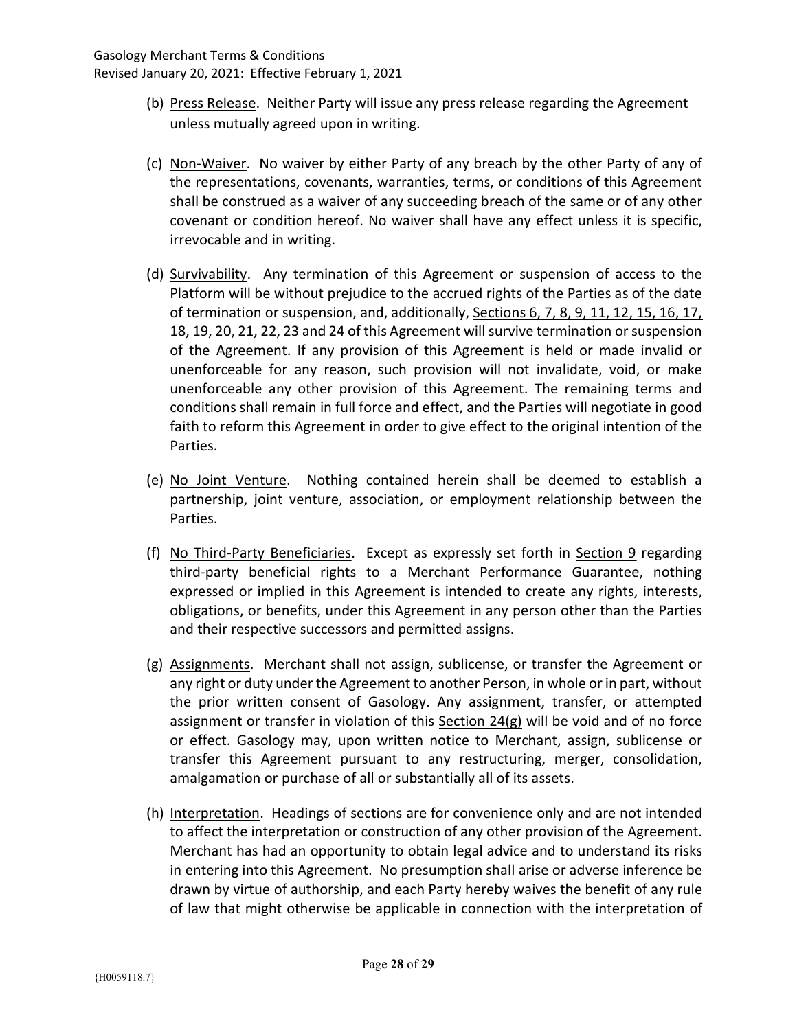(b) Press Release. Neither Party will issue any press release regarding the Agreement unless mutually agreed upon in writing.

(c) Non-Waiver. No waiver by either Party of any breach by the other Party of any of the representations, covenants, warranties, terms, or conditions of this Agreement shall be construed as a waiver of any succeeding breach of the same or of any other covenant or condition hereof. No waiver shall have any effect unless it is specific, irrevocable and in writing.

(d) Survivability. Any termination of this Agreement or suspension of access to the Platform will be without prejudice to the accrued rights of the Parties as of the date of termination or suspension, and, additionally, Sections 6, 7, 8, 9, 11, 12, 15, 16, 17, 18, 19, 20, 21, 22, 23 and 24 of this Agreement will survive termination or suspension of the Agreement. If any provision of this Agreement is held or made invalid or unenforceable for any reason, such provision will not invalidate, void, or make unenforceable any other provision of this Agreement. The remaining terms and conditions shall remain in full force and effect, and the Parties will negotiate in good faith to reform this Agreement in order to give effect to the original intention of the Parties.

(e) No Joint Venture. Nothing contained herein shall be deemed to establish a partnership, joint venture, association, or employment relationship between the Parties.

(f) No Third-Party Beneficiaries. Except as expressly set forth in Section 9 regarding third-party beneficial rights to a Merchant Performance Guarantee, nothing expressed or implied in this Agreement is intended to create any rights, interests, obligations, or benefits, under this Agreement in any person other than the Parties and their respective successors and permitted assigns.

(g) Assignments. Merchant shall not assign, sublicense, or transfer the Agreement or any right or duty under the Agreement to another Person, in whole or in part, without the prior written consent of Gasology. Any assignment, transfer, or attempted assignment or transfer in violation of this Section 24(g) will be void and of no force or effect. Gasology may, upon written notice to Merchant, assign, sublicense or transfer this Agreement pursuant to any restructuring, merger, consolidation, amalgamation or purchase of all or substantially all of its assets.

(h) Interpretation. Headings of sections are for convenience only and are not intended to affect the interpretation or construction of any other provision of the Agreement. Merchant has had an opportunity to obtain legal advice and to understand its risks in entering into this Agreement. No presumption shall arise or adverse inference be drawn by virtue of authorship, and each Party hereby waives the benefit of any rule of law that might otherwise be applicable in connection with the interpretation of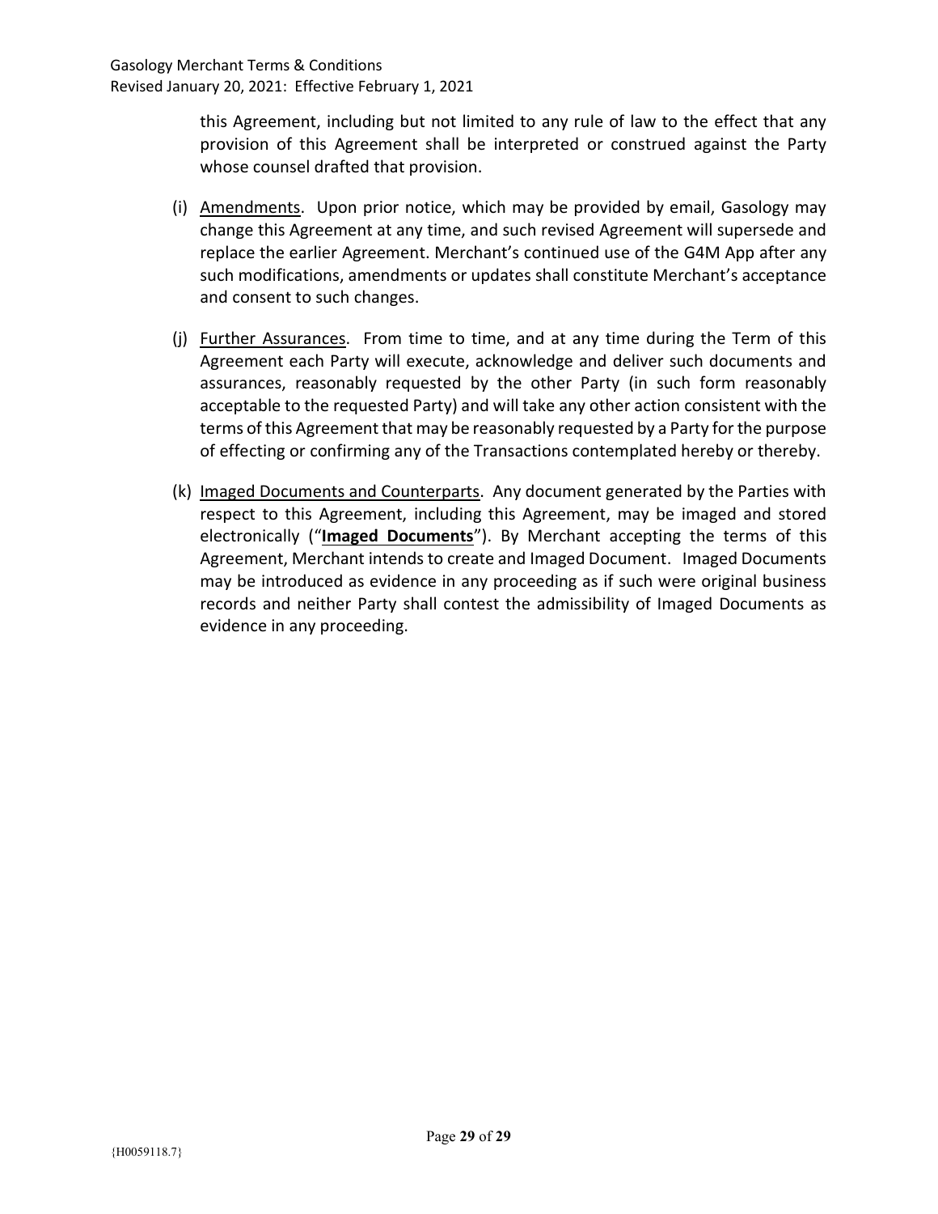this Agreement, including but not limited to any rule of law to the effect that any provision of this Agreement shall be interpreted or construed against the Party whose counsel drafted that provision.

(i) Amendments. Upon prior notice, which may be provided by email, Gasology may change this Agreement at any time, and such revised Agreement will supersede and replace the earlier Agreement. Merchant's continued use of the G4M App after any such modifications, amendments or updates shall constitute Merchant's acceptance and consent to such changes.

(j) Further Assurances. From time to time, and at any time during the Term of this Agreement each Party will execute, acknowledge and deliver such documents and assurances, reasonably requested by the other Party (in such form reasonably acceptable to the requested Party) and will take any other action consistent with the terms of this Agreement that may be reasonably requested by a Party for the purpose of effecting or confirming any of the Transactions contemplated hereby or thereby.

(k) Imaged Documents and Counterparts. Any document generated by the Parties with respect to this Agreement, including this Agreement, may be imaged and stored electronically ("**Imaged Documents**"). By Merchant accepting the terms of this Agreement, Merchant intends to create and Imaged Document. Imaged Documents may be introduced as evidence in any proceeding as if such were original business records and neither Party shall contest the admissibility of Imaged Documents as evidence in any proceeding.